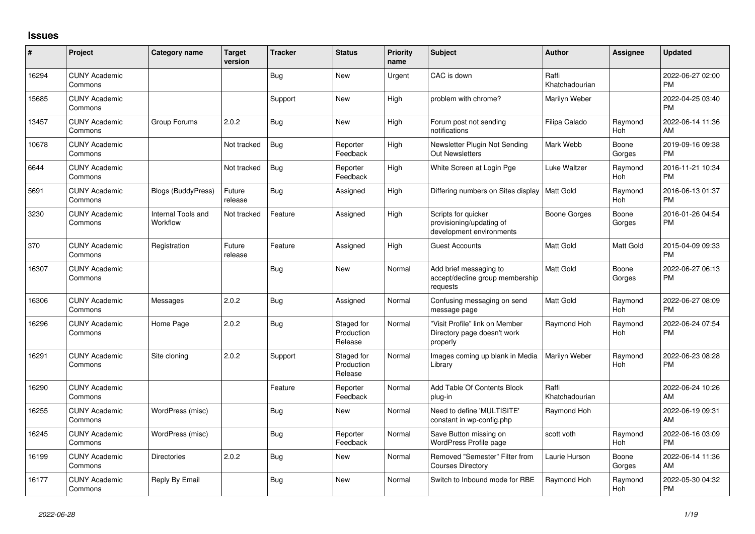## Issues

| # | Project | Category name | Target version | Tracker | Status | Priority name | Subject | Author | Assignee | Updated |
|---|---|---|---|---|---|---|---|---|---|---|
| 16294 | CUNY Academic Commons | | | Bug | New | Urgent | CAC is down | Raffi Khatchadourian | | 2022-06-27 02:00 PM |
| 15685 | CUNY Academic Commons | | | Support | New | High | problem with chrome? | Marilyn Weber | | 2022-04-25 03:40 PM |
| 13457 | CUNY Academic Commons | Group Forums | 2.0.2 | Bug | New | High | Forum post not sending notifications | Filipa Calado | Raymond Hoh | 2022-06-14 11:36 AM |
| 10678 | CUNY Academic Commons | | Not tracked | Bug | Reporter Feedback | High | Newsletter Plugin Not Sending Out Newsletters | Mark Webb | Boone Gorges | 2019-09-16 09:38 PM |
| 6644 | CUNY Academic Commons | | Not tracked | Bug | Reporter Feedback | High | White Screen at Login Pge | Luke Waltzer | Raymond Hoh | 2016-11-21 10:34 PM |
| 5691 | CUNY Academic Commons | Blogs (BuddyPress) | Future release | Bug | Assigned | High | Differing numbers on Sites display | Matt Gold | Raymond Hoh | 2016-06-13 01:37 PM |
| 3230 | CUNY Academic Commons | Internal Tools and Workflow | Not tracked | Feature | Assigned | High | Scripts for quicker provisioning/updating of development environments | Boone Gorges | Boone Gorges | 2016-01-26 04:54 PM |
| 370 | CUNY Academic Commons | Registration | Future release | Feature | Assigned | High | Guest Accounts | Matt Gold | Matt Gold | 2015-04-09 09:33 PM |
| 16307 | CUNY Academic Commons | | | Bug | New | Normal | Add brief messaging to accept/decline group membership requests | Matt Gold | Boone Gorges | 2022-06-27 06:13 PM |
| 16306 | CUNY Academic Commons | Messages | 2.0.2 | Bug | Assigned | Normal | Confusing messaging on send message page | Matt Gold | Raymond Hoh | 2022-06-27 08:09 PM |
| 16296 | CUNY Academic Commons | Home Page | 2.0.2 | Bug | Staged for Production Release | Normal | "Visit Profile" link on Member Directory page doesn't work properly | Raymond Hoh | Raymond Hoh | 2022-06-24 07:54 PM |
| 16291 | CUNY Academic Commons | Site cloning | 2.0.2 | Support | Staged for Production Release | Normal | Images coming up blank in Media Library | Marilyn Weber | Raymond Hoh | 2022-06-23 08:28 PM |
| 16290 | CUNY Academic Commons | | | Feature | Reporter Feedback | Normal | Add Table Of Contents Block plug-in | Raffi Khatchadourian | | 2022-06-24 10:26 AM |
| 16255 | CUNY Academic Commons | WordPress (misc) | | Bug | New | Normal | Need to define 'MULTISITE' constant in wp-config.php | Raymond Hoh | | 2022-06-19 09:31 AM |
| 16245 | CUNY Academic Commons | WordPress (misc) | | Bug | Reporter Feedback | Normal | Save Button missing on WordPress Profile page | scott voth | Raymond Hoh | 2022-06-16 03:09 PM |
| 16199 | CUNY Academic Commons | Directories | 2.0.2 | Bug | New | Normal | Removed "Semester" Filter from Courses Directory | Laurie Hurson | Boone Gorges | 2022-06-14 11:36 AM |
| 16177 | CUNY Academic Commons | Reply By Email | | Bug | New | Normal | Switch to Inbound mode for RBE | Raymond Hoh | Raymond Hoh | 2022-05-30 04:32 PM |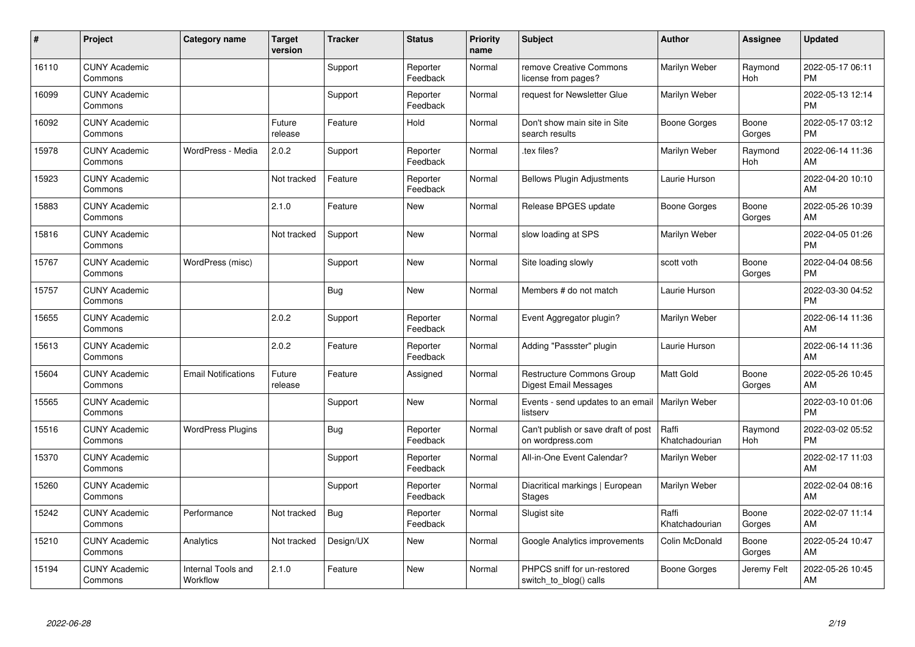| # | Project | Category name | Target version | Tracker | Status | Priority name | Subject | Author | Assignee | Updated |
|---|---|---|---|---|---|---|---|---|---|---|
| 16110 | CUNY Academic Commons | | | Support | Reporter Feedback | Normal | remove Creative Commons license from pages? | Marilyn Weber | Raymond Hoh | 2022-05-17 06:11 PM |
| 16099 | CUNY Academic Commons | | | Support | Reporter Feedback | Normal | request for Newsletter Glue | Marilyn Weber | | 2022-05-13 12:14 PM |
| 16092 | CUNY Academic Commons | | Future release | Feature | Hold | Normal | Don't show main site in Site search results | Boone Gorges | Boone Gorges | 2022-05-17 03:12 PM |
| 15978 | CUNY Academic Commons | WordPress - Media | 2.0.2 | Support | Reporter Feedback | Normal | .tex files? | Marilyn Weber | Raymond Hoh | 2022-06-14 11:36 AM |
| 15923 | CUNY Academic Commons | | Not tracked | Feature | Reporter Feedback | Normal | Bellows Plugin Adjustments | Laurie Hurson | | 2022-04-20 10:10 AM |
| 15883 | CUNY Academic Commons | | 2.1.0 | Feature | New | Normal | Release BPGES update | Boone Gorges | Boone Gorges | 2022-05-26 10:39 AM |
| 15816 | CUNY Academic Commons | | Not tracked | Support | New | Normal | slow loading at SPS | Marilyn Weber | | 2022-04-05 01:26 PM |
| 15767 | CUNY Academic Commons | WordPress (misc) | | Support | New | Normal | Site loading slowly | scott voth | Boone Gorges | 2022-04-04 08:56 PM |
| 15757 | CUNY Academic Commons | | | Bug | New | Normal | Members # do not match | Laurie Hurson | | 2022-03-30 04:52 PM |
| 15655 | CUNY Academic Commons | | 2.0.2 | Support | Reporter Feedback | Normal | Event Aggregator plugin? | Marilyn Weber | | 2022-06-14 11:36 AM |
| 15613 | CUNY Academic Commons | | 2.0.2 | Feature | Reporter Feedback | Normal | Adding "Passster" plugin | Laurie Hurson | | 2022-06-14 11:36 AM |
| 15604 | CUNY Academic Commons | Email Notifications | Future release | Feature | Assigned | Normal | Restructure Commons Group Digest Email Messages | Matt Gold | Boone Gorges | 2022-05-26 10:45 AM |
| 15565 | CUNY Academic Commons | | | Support | New | Normal | Events - send updates to an email listserv | Marilyn Weber | | 2022-03-10 01:06 PM |
| 15516 | CUNY Academic Commons | WordPress Plugins | | Bug | Reporter Feedback | Normal | Can't publish or save draft of post on wordpress.com | Raffi Khatchadourian | Raymond Hoh | 2022-03-02 05:52 PM |
| 15370 | CUNY Academic Commons | | | Support | Reporter Feedback | Normal | All-in-One Event Calendar? | Marilyn Weber | | 2022-02-17 11:03 AM |
| 15260 | CUNY Academic Commons | | | Support | Reporter Feedback | Normal | Diacritical markings \| European Stages | Marilyn Weber | | 2022-02-04 08:16 AM |
| 15242 | CUNY Academic Commons | Performance | Not tracked | Bug | Reporter Feedback | Normal | Slugist site | Raffi Khatchadourian | Boone Gorges | 2022-02-07 11:14 AM |
| 15210 | CUNY Academic Commons | Analytics | Not tracked | Design/UX | New | Normal | Google Analytics improvements | Colin McDonald | Boone Gorges | 2022-05-24 10:47 AM |
| 15194 | CUNY Academic Commons | Internal Tools and Workflow | 2.1.0 | Feature | New | Normal | PHPCS sniff for un-restored switch_to_blog() calls | Boone Gorges | Jeremy Felt | 2022-05-26 10:45 AM |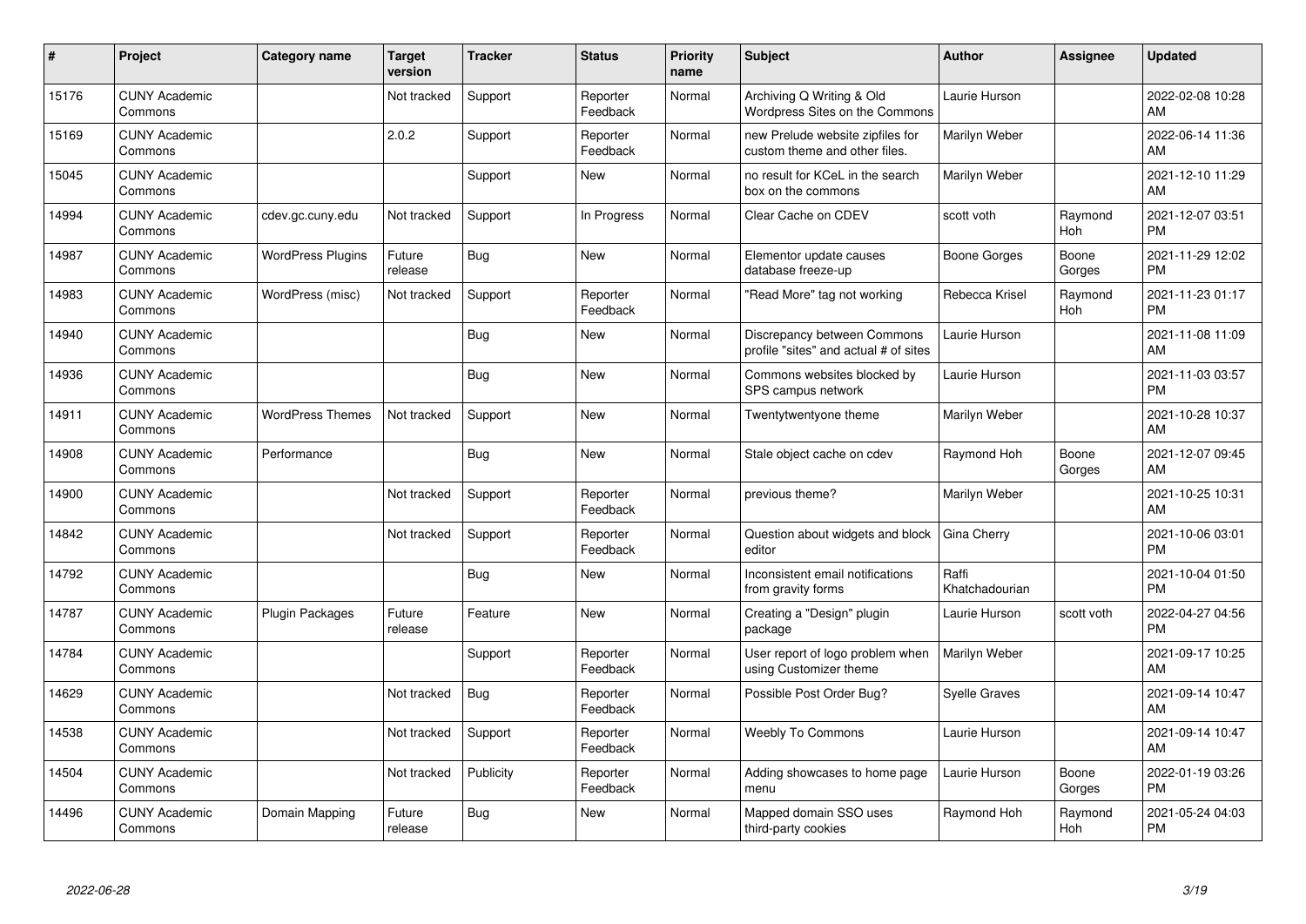| # | Project | Category name | Target version | Tracker | Status | Priority name | Subject | Author | Assignee | Updated |
|---|---|---|---|---|---|---|---|---|---|---|
| 15176 | CUNY Academic Commons | | Not tracked | Support | Reporter Feedback | Normal | Archiving Q Writing & Old Wordpress Sites on the Commons | Laurie Hurson | | 2022-02-08 10:28 AM |
| 15169 | CUNY Academic Commons | | 2.0.2 | Support | Reporter Feedback | Normal | new Prelude website zipfiles for custom theme and other files. | Marilyn Weber | | 2022-06-14 11:36 AM |
| 15045 | CUNY Academic Commons | | | Support | New | Normal | no result for KCeL in the search box on the commons | Marilyn Weber | | 2021-12-10 11:29 AM |
| 14994 | CUNY Academic Commons | cdev.gc.cuny.edu | Not tracked | Support | In Progress | Normal | Clear Cache on CDEV | scott voth | Raymond Hoh | 2021-12-07 03:51 PM |
| 14987 | CUNY Academic Commons | WordPress Plugins | Future release | Bug | New | Normal | Elementor update causes database freeze-up | Boone Gorges | Boone Gorges | 2021-11-29 12:02 PM |
| 14983 | CUNY Academic Commons | WordPress (misc) | Not tracked | Support | Reporter Feedback | Normal | "Read More" tag not working | Rebecca Krisel | Raymond Hoh | 2021-11-23 01:17 PM |
| 14940 | CUNY Academic Commons | | | Bug | New | Normal | Discrepancy between Commons profile "sites" and actual # of sites | Laurie Hurson | | 2021-11-08 11:09 AM |
| 14936 | CUNY Academic Commons | | | Bug | New | Normal | Commons websites blocked by SPS campus network | Laurie Hurson | | 2021-11-03 03:57 PM |
| 14911 | CUNY Academic Commons | WordPress Themes | Not tracked | Support | New | Normal | Twentytwentyone theme | Marilyn Weber | | 2021-10-28 10:37 AM |
| 14908 | CUNY Academic Commons | Performance | | Bug | New | Normal | Stale object cache on cdev | Raymond Hoh | Boone Gorges | 2021-12-07 09:45 AM |
| 14900 | CUNY Academic Commons | | Not tracked | Support | Reporter Feedback | Normal | previous theme? | Marilyn Weber | | 2021-10-25 10:31 AM |
| 14842 | CUNY Academic Commons | | Not tracked | Support | Reporter Feedback | Normal | Question about widgets and block editor | Gina Cherry | | 2021-10-06 03:01 PM |
| 14792 | CUNY Academic Commons | | | Bug | New | Normal | Inconsistent email notifications from gravity forms | Raffi Khatchadourian | | 2021-10-04 01:50 PM |
| 14787 | CUNY Academic Commons | Plugin Packages | Future release | Feature | New | Normal | Creating a "Design" plugin package | Laurie Hurson | scott voth | 2022-04-27 04:56 PM |
| 14784 | CUNY Academic Commons | | | Support | Reporter Feedback | Normal | User report of logo problem when using Customizer theme | Marilyn Weber | | 2021-09-17 10:25 AM |
| 14629 | CUNY Academic Commons | | Not tracked | Bug | Reporter Feedback | Normal | Possible Post Order Bug? | Syelle Graves | | 2021-09-14 10:47 AM |
| 14538 | CUNY Academic Commons | | Not tracked | Support | Reporter Feedback | Normal | Weebly To Commons | Laurie Hurson | | 2021-09-14 10:47 AM |
| 14504 | CUNY Academic Commons | | Not tracked | Publicity | Reporter Feedback | Normal | Adding showcases to home page menu | Laurie Hurson | Boone Gorges | 2022-01-19 03:26 PM |
| 14496 | CUNY Academic Commons | Domain Mapping | Future release | Bug | New | Normal | Mapped domain SSO uses third-party cookies | Raymond Hoh | Raymond Hoh | 2021-05-24 04:03 PM |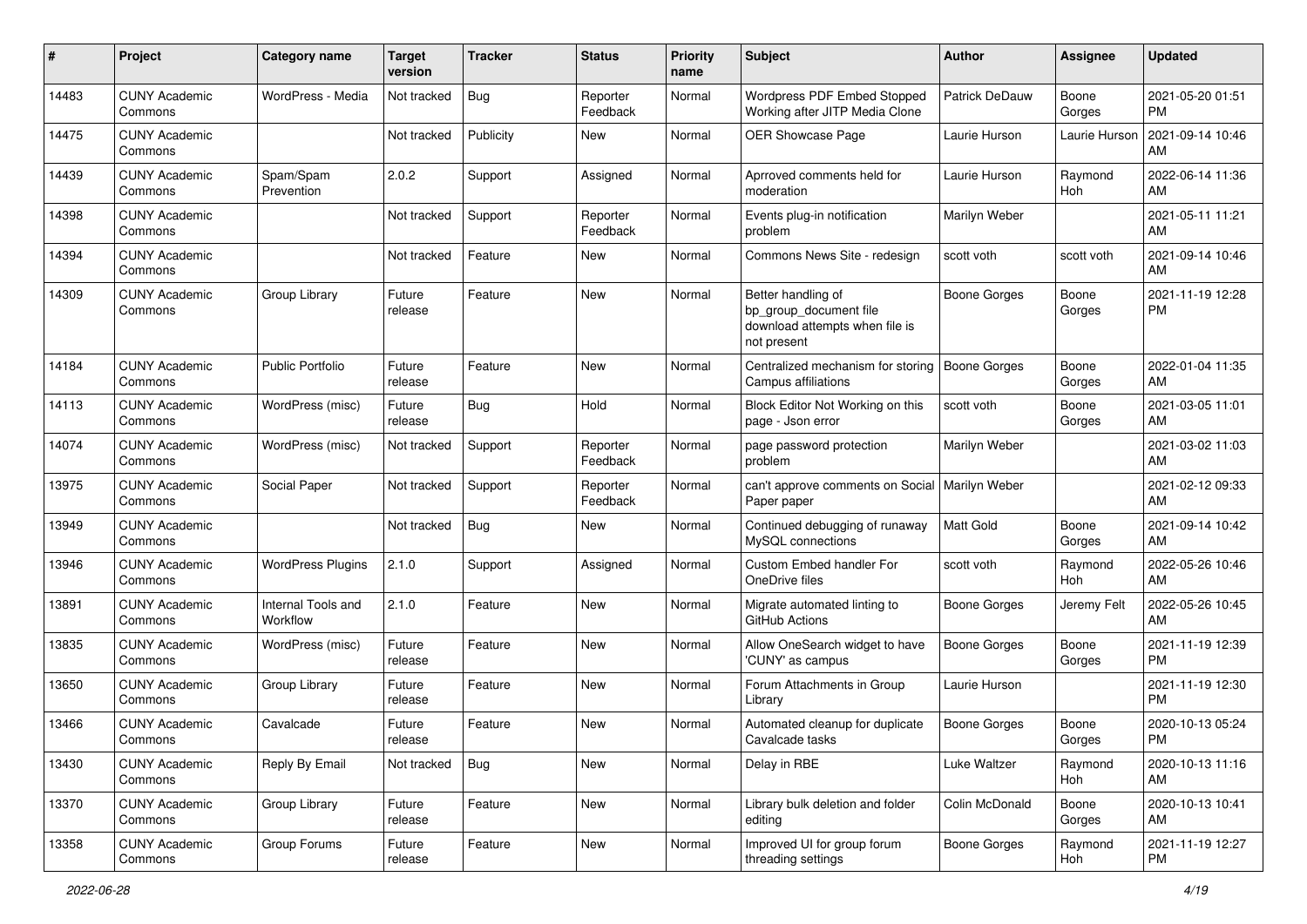| # | Project | Category name | Target version | Tracker | Status | Priority name | Subject | Author | Assignee | Updated |
|---|---|---|---|---|---|---|---|---|---|---|
| 14483 | CUNY Academic Commons | WordPress - Media | Not tracked | Bug | Reporter Feedback | Normal | Wordpress PDF Embed Stopped Working after JITP Media Clone | Patrick DeDauw | Boone Gorges | 2021-05-20 01:51 PM |
| 14475 | CUNY Academic Commons | | Not tracked | Publicity | New | Normal | OER Showcase Page | Laurie Hurson | Laurie Hurson | 2021-09-14 10:46 AM |
| 14439 | CUNY Academic Commons | Spam/Spam Prevention | 2.0.2 | Support | Assigned | Normal | Aprroved comments held for moderation | Laurie Hurson | Raymond Hoh | 2022-06-14 11:36 AM |
| 14398 | CUNY Academic Commons | | Not tracked | Support | Reporter Feedback | Normal | Events plug-in notification problem | Marilyn Weber | | 2021-05-11 11:21 AM |
| 14394 | CUNY Academic Commons | | Not tracked | Feature | New | Normal | Commons News Site - redesign | scott voth | scott voth | 2021-09-14 10:46 AM |
| 14309 | CUNY Academic Commons | Group Library | Future release | Feature | New | Normal | Better handling of bp_group_document file download attempts when file is not present | Boone Gorges | Boone Gorges | 2021-11-19 12:28 PM |
| 14184 | CUNY Academic Commons | Public Portfolio | Future release | Feature | New | Normal | Centralized mechanism for storing Campus affiliations | Boone Gorges | Boone Gorges | 2022-01-04 11:35 AM |
| 14113 | CUNY Academic Commons | WordPress (misc) | Future release | Bug | Hold | Normal | Block Editor Not Working on this page - Json error | scott voth | Boone Gorges | 2021-03-05 11:01 AM |
| 14074 | CUNY Academic Commons | WordPress (misc) | Not tracked | Support | Reporter Feedback | Normal | page password protection problem | Marilyn Weber | | 2021-03-02 11:03 AM |
| 13975 | CUNY Academic Commons | Social Paper | Not tracked | Support | Reporter Feedback | Normal | can't approve comments on Social Paper paper | Marilyn Weber | | 2021-02-12 09:33 AM |
| 13949 | CUNY Academic Commons | | Not tracked | Bug | New | Normal | Continued debugging of runaway MySQL connections | Matt Gold | Boone Gorges | 2021-09-14 10:42 AM |
| 13946 | CUNY Academic Commons | WordPress Plugins | 2.1.0 | Support | Assigned | Normal | Custom Embed handler For OneDrive files | scott voth | Raymond Hoh | 2022-05-26 10:46 AM |
| 13891 | CUNY Academic Commons | Internal Tools and Workflow | 2.1.0 | Feature | New | Normal | Migrate automated linting to GitHub Actions | Boone Gorges | Jeremy Felt | 2022-05-26 10:45 AM |
| 13835 | CUNY Academic Commons | WordPress (misc) | Future release | Feature | New | Normal | Allow OneSearch widget to have 'CUNY' as campus | Boone Gorges | Boone Gorges | 2021-11-19 12:39 PM |
| 13650 | CUNY Academic Commons | Group Library | Future release | Feature | New | Normal | Forum Attachments in Group Library | Laurie Hurson | | 2021-11-19 12:30 PM |
| 13466 | CUNY Academic Commons | Cavalcade | Future release | Feature | New | Normal | Automated cleanup for duplicate Cavalcade tasks | Boone Gorges | Boone Gorges | 2020-10-13 05:24 PM |
| 13430 | CUNY Academic Commons | Reply By Email | Not tracked | Bug | New | Normal | Delay in RBE | Luke Waltzer | Raymond Hoh | 2020-10-13 11:16 AM |
| 13370 | CUNY Academic Commons | Group Library | Future release | Feature | New | Normal | Library bulk deletion and folder editing | Colin McDonald | Boone Gorges | 2020-10-13 10:41 AM |
| 13358 | CUNY Academic Commons | Group Forums | Future release | Feature | New | Normal | Improved UI for group forum threading settings | Boone Gorges | Raymond Hoh | 2021-11-19 12:27 PM |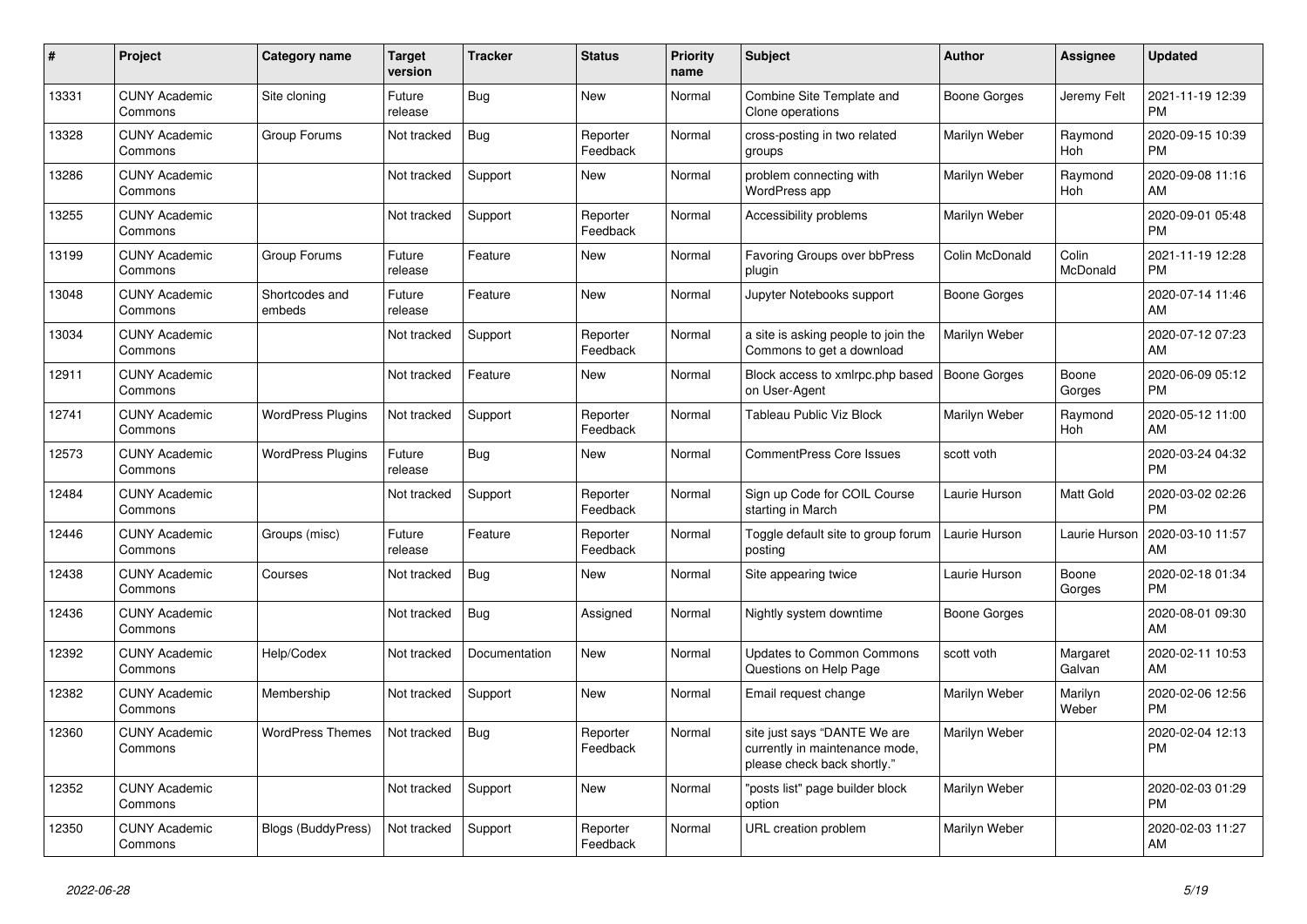| # | Project | Category name | Target version | Tracker | Status | Priority name | Subject | Author | Assignee | Updated |
|---|---|---|---|---|---|---|---|---|---|---|
| 13331 | CUNY Academic Commons | Site cloning | Future release | Bug | New | Normal | Combine Site Template and Clone operations | Boone Gorges | Jeremy Felt | 2021-11-19 12:39 PM |
| 13328 | CUNY Academic Commons | Group Forums | Not tracked | Bug | Reporter Feedback | Normal | cross-posting in two related groups | Marilyn Weber | Raymond Hoh | 2020-09-15 10:39 PM |
| 13286 | CUNY Academic Commons | | Not tracked | Support | New | Normal | problem connecting with WordPress app | Marilyn Weber | Raymond Hoh | 2020-09-08 11:16 AM |
| 13255 | CUNY Academic Commons | | Not tracked | Support | Reporter Feedback | Normal | Accessibility problems | Marilyn Weber | | 2020-09-01 05:48 PM |
| 13199 | CUNY Academic Commons | Group Forums | Future release | Feature | New | Normal | Favoring Groups over bbPress plugin | Colin McDonald | Colin McDonald | 2021-11-19 12:28 PM |
| 13048 | CUNY Academic Commons | Shortcodes and embeds | Future release | Feature | New | Normal | Jupyter Notebooks support | Boone Gorges | | 2020-07-14 11:46 AM |
| 13034 | CUNY Academic Commons | | Not tracked | Support | Reporter Feedback | Normal | a site is asking people to join the Commons to get a download | Marilyn Weber | | 2020-07-12 07:23 AM |
| 12911 | CUNY Academic Commons | | Not tracked | Feature | New | Normal | Block access to xmlrpc.php based on User-Agent | Boone Gorges | Boone Gorges | 2020-06-09 05:12 PM |
| 12741 | CUNY Academic Commons | WordPress Plugins | Not tracked | Support | Reporter Feedback | Normal | Tableau Public Viz Block | Marilyn Weber | Raymond Hoh | 2020-05-12 11:00 AM |
| 12573 | CUNY Academic Commons | WordPress Plugins | Future release | Bug | New | Normal | CommentPress Core Issues | scott voth | | 2020-03-24 04:32 PM |
| 12484 | CUNY Academic Commons | | Not tracked | Support | Reporter Feedback | Normal | Sign up Code for COIL Course starting in March | Laurie Hurson | Matt Gold | 2020-03-02 02:26 PM |
| 12446 | CUNY Academic Commons | Groups (misc) | Future release | Feature | Reporter Feedback | Normal | Toggle default site to group forum posting | Laurie Hurson | Laurie Hurson | 2020-03-10 11:57 AM |
| 12438 | CUNY Academic Commons | Courses | Not tracked | Bug | New | Normal | Site appearing twice | Laurie Hurson | Boone Gorges | 2020-02-18 01:34 PM |
| 12436 | CUNY Academic Commons | | Not tracked | Bug | Assigned | Normal | Nightly system downtime | Boone Gorges | | 2020-08-01 09:30 AM |
| 12392 | CUNY Academic Commons | Help/Codex | Not tracked | Documentation | New | Normal | Updates to Common Commons Questions on Help Page | scott voth | Margaret Galvan | 2020-02-11 10:53 AM |
| 12382 | CUNY Academic Commons | Membership | Not tracked | Support | New | Normal | Email request change | Marilyn Weber | Marilyn Weber | 2020-02-06 12:56 PM |
| 12360 | CUNY Academic Commons | WordPress Themes | Not tracked | Bug | Reporter Feedback | Normal | site just says "DANTE We are currently in maintenance mode, please check back shortly." | Marilyn Weber | | 2020-02-04 12:13 PM |
| 12352 | CUNY Academic Commons | | Not tracked | Support | New | Normal | "posts list" page builder block option | Marilyn Weber | | 2020-02-03 01:29 PM |
| 12350 | CUNY Academic Commons | Blogs (BuddyPress) | Not tracked | Support | Reporter Feedback | Normal | URL creation problem | Marilyn Weber | | 2020-02-03 11:27 AM |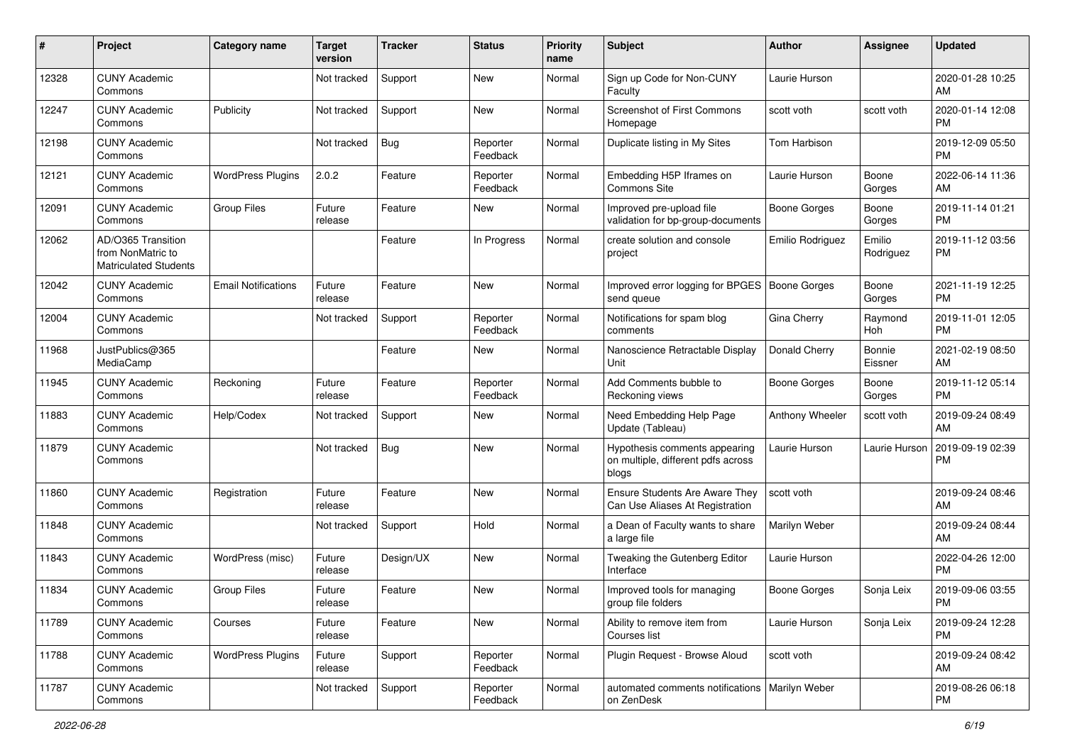| # | Project | Category name | Target version | Tracker | Status | Priority name | Subject | Author | Assignee | Updated |
|---|---|---|---|---|---|---|---|---|---|---|
| 12328 | CUNY Academic Commons | | Not tracked | Support | New | Normal | Sign up Code for Non-CUNY Faculty | Laurie Hurson | | 2020-01-28 10:25 AM |
| 12247 | CUNY Academic Commons | Publicity | Not tracked | Support | New | Normal | Screenshot of First Commons Homepage | scott voth | scott voth | 2020-01-14 12:08 PM |
| 12198 | CUNY Academic Commons | | Not tracked | Bug | Reporter Feedback | Normal | Duplicate listing in My Sites | Tom Harbison | | 2019-12-09 05:50 PM |
| 12121 | CUNY Academic Commons | WordPress Plugins | 2.0.2 | Feature | Reporter Feedback | Normal | Embedding H5P Iframes on Commons Site | Laurie Hurson | Boone Gorges | 2022-06-14 11:36 AM |
| 12091 | CUNY Academic Commons | Group Files | Future release | Feature | New | Normal | Improved pre-upload file validation for bp-group-documents | Boone Gorges | Boone Gorges | 2019-11-14 01:21 PM |
| 12062 | AD/O365 Transition from NonMatric to Matriculated Students | | | Feature | In Progress | Normal | create solution and console project | Emilio Rodriguez | Emilio Rodriguez | 2019-11-12 03:56 PM |
| 12042 | CUNY Academic Commons | Email Notifications | Future release | Feature | New | Normal | Improved error logging for BPGES send queue | Boone Gorges | Boone Gorges | 2021-11-19 12:25 PM |
| 12004 | CUNY Academic Commons | | Not tracked | Support | Reporter Feedback | Normal | Notifications for spam blog comments | Gina Cherry | Raymond Hoh | 2019-11-01 12:05 PM |
| 11968 | JustPublics@365 MediaCamp | | | Feature | New | Normal | Nanoscience Retractable Display Unit | Donald Cherry | Bonnie Eissner | 2021-02-19 08:50 AM |
| 11945 | CUNY Academic Commons | Reckoning | Future release | Feature | Reporter Feedback | Normal | Add Comments bubble to Reckoning views | Boone Gorges | Boone Gorges | 2019-11-12 05:14 PM |
| 11883 | CUNY Academic Commons | Help/Codex | Not tracked | Support | New | Normal | Need Embedding Help Page Update (Tableau) | Anthony Wheeler | scott voth | 2019-09-24 08:49 AM |
| 11879 | CUNY Academic Commons | | Not tracked | Bug | New | Normal | Hypothesis comments appearing on multiple, different pdfs across blogs | Laurie Hurson | Laurie Hurson | 2019-09-19 02:39 PM |
| 11860 | CUNY Academic Commons | Registration | Future release | Feature | New | Normal | Ensure Students Are Aware They Can Use Aliases At Registration | scott voth | | 2019-09-24 08:46 AM |
| 11848 | CUNY Academic Commons | | Not tracked | Support | Hold | Normal | a Dean of Faculty wants to share a large file | Marilyn Weber | | 2019-09-24 08:44 AM |
| 11843 | CUNY Academic Commons | WordPress (misc) | Future release | Design/UX | New | Normal | Tweaking the Gutenberg Editor Interface | Laurie Hurson | | 2022-04-26 12:00 PM |
| 11834 | CUNY Academic Commons | Group Files | Future release | Feature | New | Normal | Improved tools for managing group file folders | Boone Gorges | Sonja Leix | 2019-09-06 03:55 PM |
| 11789 | CUNY Academic Commons | Courses | Future release | Feature | New | Normal | Ability to remove item from Courses list | Laurie Hurson | Sonja Leix | 2019-09-24 12:28 PM |
| 11788 | CUNY Academic Commons | WordPress Plugins | Future release | Support | Reporter Feedback | Normal | Plugin Request - Browse Aloud | scott voth | | 2019-09-24 08:42 AM |
| 11787 | CUNY Academic Commons | | Not tracked | Support | Reporter Feedback | Normal | automated comments notifications on ZenDesk | Marilyn Weber | | 2019-08-26 06:18 PM |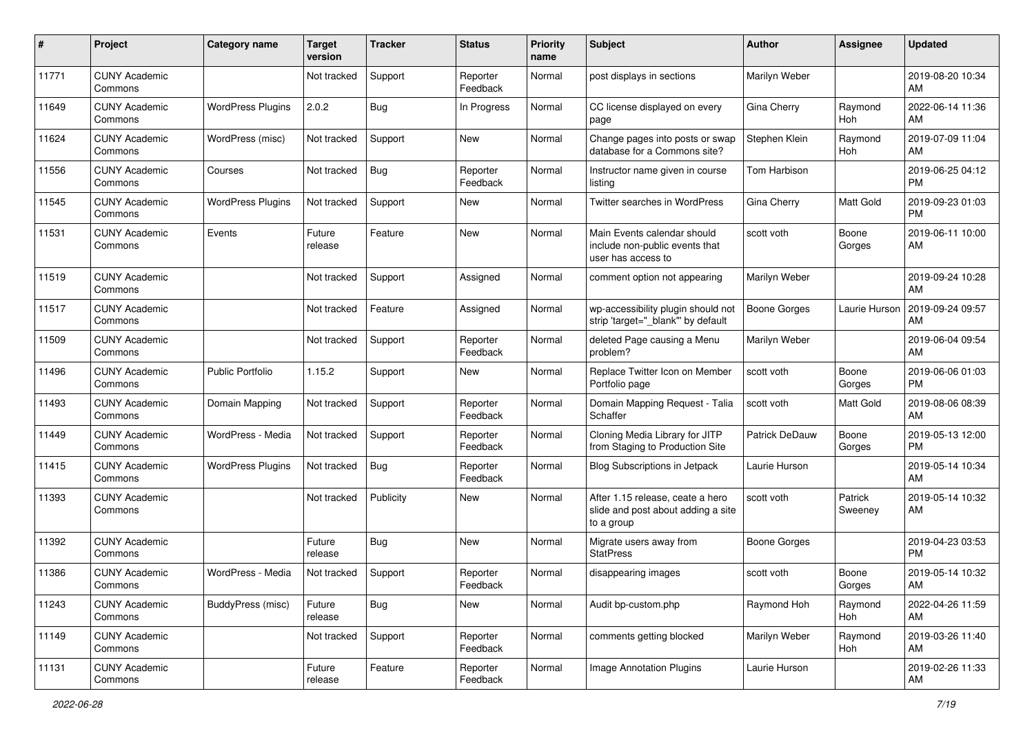| # | Project | Category name | Target version | Tracker | Status | Priority name | Subject | Author | Assignee | Updated |
|---|---|---|---|---|---|---|---|---|---|---|
| 11771 | CUNY Academic Commons | | Not tracked | Support | Reporter Feedback | Normal | post displays in sections | Marilyn Weber | | 2019-08-20 10:34 AM |
| 11649 | CUNY Academic Commons | WordPress Plugins | 2.0.2 | Bug | In Progress | Normal | CC license displayed on every page | Gina Cherry | Raymond Hoh | 2022-06-14 11:36 AM |
| 11624 | CUNY Academic Commons | WordPress (misc) | Not tracked | Support | New | Normal | Change pages into posts or swap database for a Commons site? | Stephen Klein | Raymond Hoh | 2019-07-09 11:04 AM |
| 11556 | CUNY Academic Commons | Courses | Not tracked | Bug | Reporter Feedback | Normal | Instructor name given in course listing | Tom Harbison | | 2019-06-25 04:12 PM |
| 11545 | CUNY Academic Commons | WordPress Plugins | Not tracked | Support | New | Normal | Twitter searches in WordPress | Gina Cherry | Matt Gold | 2019-09-23 01:03 PM |
| 11531 | CUNY Academic Commons | Events | Future release | Feature | New | Normal | Main Events calendar should include non-public events that user has access to | scott voth | Boone Gorges | 2019-06-11 10:00 AM |
| 11519 | CUNY Academic Commons | | Not tracked | Support | Assigned | Normal | comment option not appearing | Marilyn Weber | | 2019-09-24 10:28 AM |
| 11517 | CUNY Academic Commons | | Not tracked | Feature | Assigned | Normal | wp-accessibility plugin should not strip 'target="_blank"' by default | Boone Gorges | Laurie Hurson | 2019-09-24 09:57 AM |
| 11509 | CUNY Academic Commons | | Not tracked | Support | Reporter Feedback | Normal | deleted Page causing a Menu problem? | Marilyn Weber | | 2019-06-04 09:54 AM |
| 11496 | CUNY Academic Commons | Public Portfolio | 1.15.2 | Support | New | Normal | Replace Twitter Icon on Member Portfolio page | scott voth | Boone Gorges | 2019-06-06 01:03 PM |
| 11493 | CUNY Academic Commons | Domain Mapping | Not tracked | Support | Reporter Feedback | Normal | Domain Mapping Request - Talia Schaffer | scott voth | Matt Gold | 2019-08-06 08:39 AM |
| 11449 | CUNY Academic Commons | WordPress - Media | Not tracked | Support | Reporter Feedback | Normal | Cloning Media Library for JITP from Staging to Production Site | Patrick DeDauw | Boone Gorges | 2019-05-13 12:00 PM |
| 11415 | CUNY Academic Commons | WordPress Plugins | Not tracked | Bug | Reporter Feedback | Normal | Blog Subscriptions in Jetpack | Laurie Hurson | | 2019-05-14 10:34 AM |
| 11393 | CUNY Academic Commons | | Not tracked | Publicity | New | Normal | After 1.15 release, ceate a hero slide and post about adding a site to a group | scott voth | Patrick Sweeney | 2019-05-14 10:32 AM |
| 11392 | CUNY Academic Commons | | Future release | Bug | New | Normal | Migrate users away from StatPress | Boone Gorges | | 2019-04-23 03:53 PM |
| 11386 | CUNY Academic Commons | WordPress - Media | Not tracked | Support | Reporter Feedback | Normal | disappearing images | scott voth | Boone Gorges | 2019-05-14 10:32 AM |
| 11243 | CUNY Academic Commons | BuddyPress (misc) | Future release | Bug | New | Normal | Audit bp-custom.php | Raymond Hoh | Raymond Hoh | 2022-04-26 11:59 AM |
| 11149 | CUNY Academic Commons | | Not tracked | Support | Reporter Feedback | Normal | comments getting blocked | Marilyn Weber | Raymond Hoh | 2019-03-26 11:40 AM |
| 11131 | CUNY Academic Commons | | Future release | Feature | Reporter Feedback | Normal | Image Annotation Plugins | Laurie Hurson | | 2019-02-26 11:33 AM |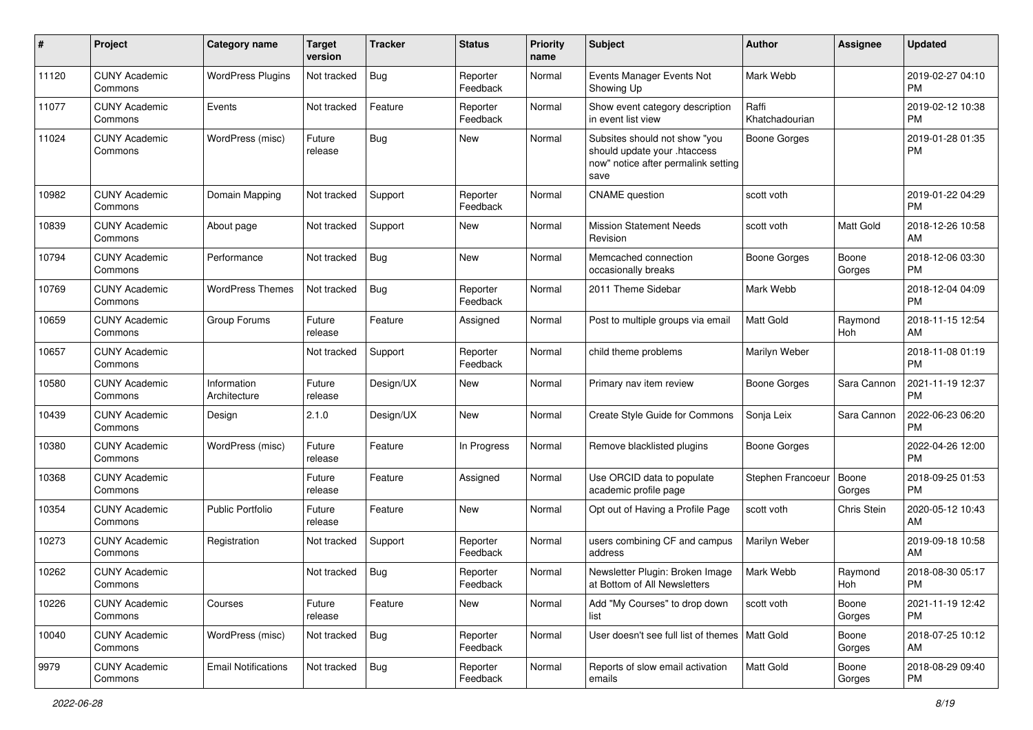| # | Project | Category name | Target version | Tracker | Status | Priority name | Subject | Author | Assignee | Updated |
|---|---|---|---|---|---|---|---|---|---|---|
| 11120 | CUNY Academic Commons | WordPress Plugins | Not tracked | Bug | Reporter Feedback | Normal | Events Manager Events Not Showing Up | Mark Webb | | 2019-02-27 04:10 PM |
| 11077 | CUNY Academic Commons | Events | Not tracked | Feature | Reporter Feedback | Normal | Show event category description in event list view | Raffi Khatchadourian | | 2019-02-12 10:38 PM |
| 11024 | CUNY Academic Commons | WordPress (misc) | Future release | Bug | New | Normal | Subsites should not show "you should update your .htaccess now" notice after permalink setting save | Boone Gorges | | 2019-01-28 01:35 PM |
| 10982 | CUNY Academic Commons | Domain Mapping | Not tracked | Support | Reporter Feedback | Normal | CNAME question | scott voth | | 2019-01-22 04:29 PM |
| 10839 | CUNY Academic Commons | About page | Not tracked | Support | New | Normal | Mission Statement Needs Revision | scott voth | Matt Gold | 2018-12-26 10:58 AM |
| 10794 | CUNY Academic Commons | Performance | Not tracked | Bug | New | Normal | Memcached connection occasionally breaks | Boone Gorges | Boone Gorges | 2018-12-06 03:30 PM |
| 10769 | CUNY Academic Commons | WordPress Themes | Not tracked | Bug | Reporter Feedback | Normal | 2011 Theme Sidebar | Mark Webb | | 2018-12-04 04:09 PM |
| 10659 | CUNY Academic Commons | Group Forums | Future release | Feature | Assigned | Normal | Post to multiple groups via email | Matt Gold | Raymond Hoh | 2018-11-15 12:54 AM |
| 10657 | CUNY Academic Commons | | Not tracked | Support | Reporter Feedback | Normal | child theme problems | Marilyn Weber | | 2018-11-08 01:19 PM |
| 10580 | CUNY Academic Commons | Information Architecture | Future release | Design/UX | New | Normal | Primary nav item review | Boone Gorges | Sara Cannon | 2021-11-19 12:37 PM |
| 10439 | CUNY Academic Commons | Design | 2.1.0 | Design/UX | New | Normal | Create Style Guide for Commons | Sonja Leix | Sara Cannon | 2022-06-23 06:20 PM |
| 10380 | CUNY Academic Commons | WordPress (misc) | Future release | Feature | In Progress | Normal | Remove blacklisted plugins | Boone Gorges | | 2022-04-26 12:00 PM |
| 10368 | CUNY Academic Commons | | Future release | Feature | Assigned | Normal | Use ORCID data to populate academic profile page | Stephen Francoeur | Boone Gorges | 2018-09-25 01:53 PM |
| 10354 | CUNY Academic Commons | Public Portfolio | Future release | Feature | New | Normal | Opt out of Having a Profile Page | scott voth | Chris Stein | 2020-05-12 10:43 AM |
| 10273 | CUNY Academic Commons | Registration | Not tracked | Support | Reporter Feedback | Normal | users combining CF and campus address | Marilyn Weber | | 2019-09-18 10:58 AM |
| 10262 | CUNY Academic Commons | | Not tracked | Bug | Reporter Feedback | Normal | Newsletter Plugin: Broken Image at Bottom of All Newsletters | Mark Webb | Raymond Hoh | 2018-08-30 05:17 PM |
| 10226 | CUNY Academic Commons | Courses | Future release | Feature | New | Normal | Add "My Courses" to drop down list | scott voth | Boone Gorges | 2021-11-19 12:42 PM |
| 10040 | CUNY Academic Commons | WordPress (misc) | Not tracked | Bug | Reporter Feedback | Normal | User doesn't see full list of themes | Matt Gold | Boone Gorges | 2018-07-25 10:12 AM |
| 9979 | CUNY Academic Commons | Email Notifications | Not tracked | Bug | Reporter Feedback | Normal | Reports of slow email activation emails | Matt Gold | Boone Gorges | 2018-08-29 09:40 PM |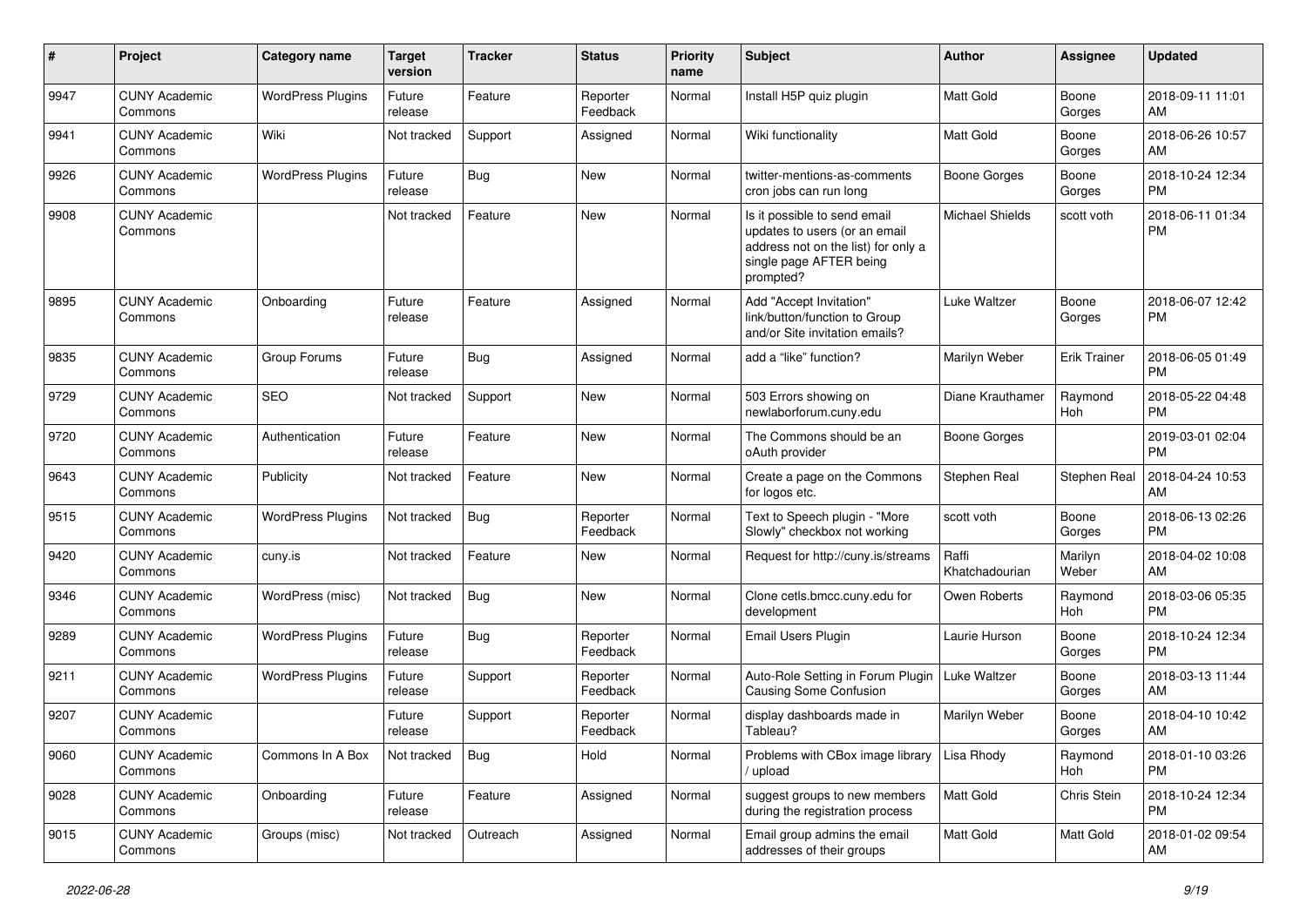| # | Project | Category name | Target version | Tracker | Status | Priority name | Subject | Author | Assignee | Updated |
|---|---|---|---|---|---|---|---|---|---|---|
| 9947 | CUNY Academic Commons | WordPress Plugins | Future release | Feature | Reporter Feedback | Normal | Install H5P quiz plugin | Matt Gold | Boone Gorges | 2018-09-11 11:01 AM |
| 9941 | CUNY Academic Commons | Wiki | Not tracked | Support | Assigned | Normal | Wiki functionality | Matt Gold | Boone Gorges | 2018-06-26 10:57 AM |
| 9926 | CUNY Academic Commons | WordPress Plugins | Future release | Bug | New | Normal | twitter-mentions-as-comments cron jobs can run long | Boone Gorges | Boone Gorges | 2018-10-24 12:34 PM |
| 9908 | CUNY Academic Commons | | Not tracked | Feature | New | Normal | Is it possible to send email updates to users (or an email address not on the list) for only a single page AFTER being prompted? | Michael Shields | scott voth | 2018-06-11 01:34 PM |
| 9895 | CUNY Academic Commons | Onboarding | Future release | Feature | Assigned | Normal | Add "Accept Invitation" link/button/function to Group and/or Site invitation emails? | Luke Waltzer | Boone Gorges | 2018-06-07 12:42 PM |
| 9835 | CUNY Academic Commons | Group Forums | Future release | Bug | Assigned | Normal | add a "like" function? | Marilyn Weber | Erik Trainer | 2018-06-05 01:49 PM |
| 9729 | CUNY Academic Commons | SEO | Not tracked | Support | New | Normal | 503 Errors showing on newlaborforum.cuny.edu | Diane Krauthamer | Raymond Hoh | 2018-05-22 04:48 PM |
| 9720 | CUNY Academic Commons | Authentication | Future release | Feature | New | Normal | The Commons should be an oAuth provider | Boone Gorges | | 2019-03-01 02:04 PM |
| 9643 | CUNY Academic Commons | Publicity | Not tracked | Feature | New | Normal | Create a page on the Commons for logos etc. | Stephen Real | Stephen Real | 2018-04-24 10:53 AM |
| 9515 | CUNY Academic Commons | WordPress Plugins | Not tracked | Bug | Reporter Feedback | Normal | Text to Speech plugin - "More Slowly" checkbox not working | scott voth | Boone Gorges | 2018-06-13 02:26 PM |
| 9420 | CUNY Academic Commons | cuny.is | Not tracked | Feature | New | Normal | Request for http://cuny.is/streams | Raffi Khatchadourian | Marilyn Weber | 2018-04-02 10:08 AM |
| 9346 | CUNY Academic Commons | WordPress (misc) | Not tracked | Bug | New | Normal | Clone cetls.bmcc.cuny.edu for development | Owen Roberts | Raymond Hoh | 2018-03-06 05:35 PM |
| 9289 | CUNY Academic Commons | WordPress Plugins | Future release | Bug | Reporter Feedback | Normal | Email Users Plugin | Laurie Hurson | Boone Gorges | 2018-10-24 12:34 PM |
| 9211 | CUNY Academic Commons | WordPress Plugins | Future release | Support | Reporter Feedback | Normal | Auto-Role Setting in Forum Plugin Causing Some Confusion | Luke Waltzer | Boone Gorges | 2018-03-13 11:44 AM |
| 9207 | CUNY Academic Commons | | Future release | Support | Reporter Feedback | Normal | display dashboards made in Tableau? | Marilyn Weber | Boone Gorges | 2018-04-10 10:42 AM |
| 9060 | CUNY Academic Commons | Commons In A Box | Not tracked | Bug | Hold | Normal | Problems with CBox image library / upload | Lisa Rhody | Raymond Hoh | 2018-01-10 03:26 PM |
| 9028 | CUNY Academic Commons | Onboarding | Future release | Feature | Assigned | Normal | suggest groups to new members during the registration process | Matt Gold | Chris Stein | 2018-10-24 12:34 PM |
| 9015 | CUNY Academic Commons | Groups (misc) | Not tracked | Outreach | Assigned | Normal | Email group admins the email addresses of their groups | Matt Gold | Matt Gold | 2018-01-02 09:54 AM |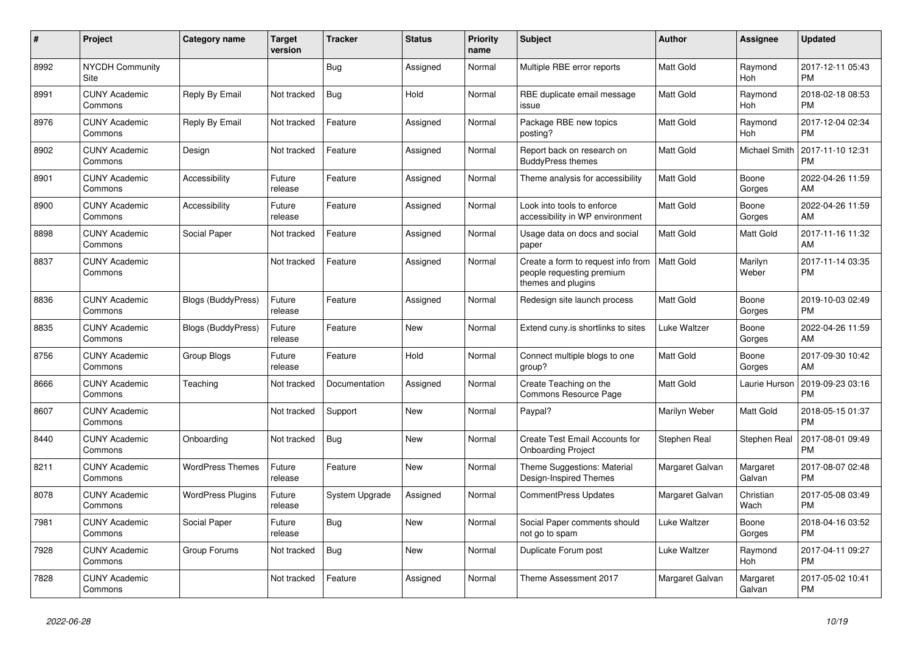| # | Project | Category name | Target version | Tracker | Status | Priority name | Subject | Author | Assignee | Updated |
|---|---|---|---|---|---|---|---|---|---|---|
| 8992 | NYCDH Community Site | | | Bug | Assigned | Normal | Multiple RBE error reports | Matt Gold | Raymond Hoh | 2017-12-11 05:43 PM |
| 8991 | CUNY Academic Commons | Reply By Email | Not tracked | Bug | Hold | Normal | RBE duplicate email message issue | Matt Gold | Raymond Hoh | 2018-02-18 08:53 PM |
| 8976 | CUNY Academic Commons | Reply By Email | Not tracked | Feature | Assigned | Normal | Package RBE new topics posting? | Matt Gold | Raymond Hoh | 2017-12-04 02:34 PM |
| 8902 | CUNY Academic Commons | Design | Not tracked | Feature | Assigned | Normal | Report back on research on BuddyPress themes | Matt Gold | Michael Smith | 2017-11-10 12:31 PM |
| 8901 | CUNY Academic Commons | Accessibility | Future release | Feature | Assigned | Normal | Theme analysis for accessibility | Matt Gold | Boone Gorges | 2022-04-26 11:59 AM |
| 8900 | CUNY Academic Commons | Accessibility | Future release | Feature | Assigned | Normal | Look into tools to enforce accessibility in WP environment | Matt Gold | Boone Gorges | 2022-04-26 11:59 AM |
| 8898 | CUNY Academic Commons | Social Paper | Not tracked | Feature | Assigned | Normal | Usage data on docs and social paper | Matt Gold | Matt Gold | 2017-11-16 11:32 AM |
| 8837 | CUNY Academic Commons | | Not tracked | Feature | Assigned | Normal | Create a form to request info from people requesting premium themes and plugins | Matt Gold | Marilyn Weber | 2017-11-14 03:35 PM |
| 8836 | CUNY Academic Commons | Blogs (BuddyPress) | Future release | Feature | Assigned | Normal | Redesign site launch process | Matt Gold | Boone Gorges | 2019-10-03 02:49 PM |
| 8835 | CUNY Academic Commons | Blogs (BuddyPress) | Future release | Feature | New | Normal | Extend cuny.is shortlinks to sites | Luke Waltzer | Boone Gorges | 2022-04-26 11:59 AM |
| 8756 | CUNY Academic Commons | Group Blogs | Future release | Feature | Hold | Normal | Connect multiple blogs to one group? | Matt Gold | Boone Gorges | 2017-09-30 10:42 AM |
| 8666 | CUNY Academic Commons | Teaching | Not tracked | Documentation | Assigned | Normal | Create Teaching on the Commons Resource Page | Matt Gold | Laurie Hurson | 2019-09-23 03:16 PM |
| 8607 | CUNY Academic Commons | | Not tracked | Support | New | Normal | Paypal? | Marilyn Weber | Matt Gold | 2018-05-15 01:37 PM |
| 8440 | CUNY Academic Commons | Onboarding | Not tracked | Bug | New | Normal | Create Test Email Accounts for Onboarding Project | Stephen Real | Stephen Real | 2017-08-01 09:49 PM |
| 8211 | CUNY Academic Commons | WordPress Themes | Future release | Feature | New | Normal | Theme Suggestions: Material Design-Inspired Themes | Margaret Galvan | Margaret Galvan | 2017-08-07 02:48 PM |
| 8078 | CUNY Academic Commons | WordPress Plugins | Future release | System Upgrade | Assigned | Normal | CommentPress Updates | Margaret Galvan | Christian Wach | 2017-05-08 03:49 PM |
| 7981 | CUNY Academic Commons | Social Paper | Future release | Bug | New | Normal | Social Paper comments should not go to spam | Luke Waltzer | Boone Gorges | 2018-04-16 03:52 PM |
| 7928 | CUNY Academic Commons | Group Forums | Not tracked | Bug | New | Normal | Duplicate Forum post | Luke Waltzer | Raymond Hoh | 2017-04-11 09:27 PM |
| 7828 | CUNY Academic Commons | | Not tracked | Feature | Assigned | Normal | Theme Assessment 2017 | Margaret Galvan | Margaret Galvan | 2017-05-02 10:41 PM |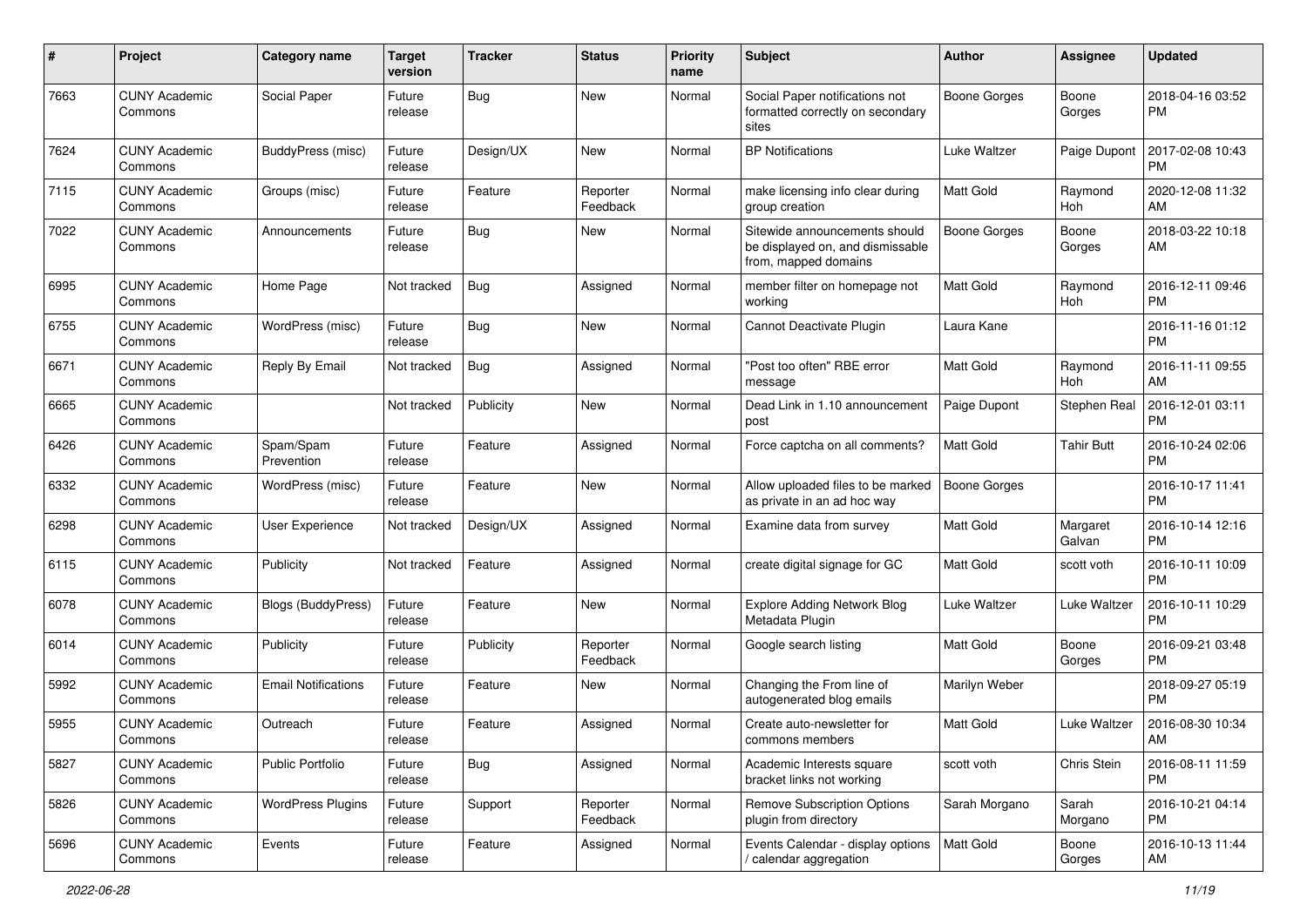| # | Project | Category name | Target version | Tracker | Status | Priority name | Subject | Author | Assignee | Updated |
|---|---|---|---|---|---|---|---|---|---|---|
| 7663 | CUNY Academic Commons | Social Paper | Future release | Bug | New | Normal | Social Paper notifications not formatted correctly on secondary sites | Boone Gorges | Boone Gorges | 2018-04-16 03:52 PM |
| 7624 | CUNY Academic Commons | BuddyPress (misc) | Future release | Design/UX | New | Normal | BP Notifications | Luke Waltzer | Paige Dupont | 2017-02-08 10:43 PM |
| 7115 | CUNY Academic Commons | Groups (misc) | Future release | Feature | Reporter Feedback | Normal | make licensing info clear during group creation | Matt Gold | Raymond Hoh | 2020-12-08 11:32 AM |
| 7022 | CUNY Academic Commons | Announcements | Future release | Bug | New | Normal | Sitewide announcements should be displayed on, and dismissable from, mapped domains | Boone Gorges | Boone Gorges | 2018-03-22 10:18 AM |
| 6995 | CUNY Academic Commons | Home Page | Not tracked | Bug | Assigned | Normal | member filter on homepage not working | Matt Gold | Raymond Hoh | 2016-12-11 09:46 PM |
| 6755 | CUNY Academic Commons | WordPress (misc) | Future release | Bug | New | Normal | Cannot Deactivate Plugin | Laura Kane | | 2016-11-16 01:12 PM |
| 6671 | CUNY Academic Commons | Reply By Email | Not tracked | Bug | Assigned | Normal | "Post too often" RBE error message | Matt Gold | Raymond Hoh | 2016-11-11 09:55 AM |
| 6665 | CUNY Academic Commons | | Not tracked | Publicity | New | Normal | Dead Link in 1.10 announcement post | Paige Dupont | Stephen Real | 2016-12-01 03:11 PM |
| 6426 | CUNY Academic Commons | Spam/Spam Prevention | Future release | Feature | Assigned | Normal | Force captcha on all comments? | Matt Gold | Tahir Butt | 2016-10-24 02:06 PM |
| 6332 | CUNY Academic Commons | WordPress (misc) | Future release | Feature | New | Normal | Allow uploaded files to be marked as private in an ad hoc way | Boone Gorges | | 2016-10-17 11:41 PM |
| 6298 | CUNY Academic Commons | User Experience | Not tracked | Design/UX | Assigned | Normal | Examine data from survey | Matt Gold | Margaret Galvan | 2016-10-14 12:16 PM |
| 6115 | CUNY Academic Commons | Publicity | Not tracked | Feature | Assigned | Normal | create digital signage for GC | Matt Gold | scott voth | 2016-10-11 10:09 PM |
| 6078 | CUNY Academic Commons | Blogs (BuddyPress) | Future release | Feature | New | Normal | Explore Adding Network Blog Metadata Plugin | Luke Waltzer | Luke Waltzer | 2016-10-11 10:29 PM |
| 6014 | CUNY Academic Commons | Publicity | Future release | Publicity | Reporter Feedback | Normal | Google search listing | Matt Gold | Boone Gorges | 2016-09-21 03:48 PM |
| 5992 | CUNY Academic Commons | Email Notifications | Future release | Feature | New | Normal | Changing the From line of autogenerated blog emails | Marilyn Weber | | 2018-09-27 05:19 PM |
| 5955 | CUNY Academic Commons | Outreach | Future release | Feature | Assigned | Normal | Create auto-newsletter for commons members | Matt Gold | Luke Waltzer | 2016-08-30 10:34 AM |
| 5827 | CUNY Academic Commons | Public Portfolio | Future release | Bug | Assigned | Normal | Academic Interests square bracket links not working | scott voth | Chris Stein | 2016-08-11 11:59 PM |
| 5826 | CUNY Academic Commons | WordPress Plugins | Future release | Support | Reporter Feedback | Normal | Remove Subscription Options plugin from directory | Sarah Morgano | Sarah Morgano | 2016-10-21 04:14 PM |
| 5696 | CUNY Academic Commons | Events | Future release | Feature | Assigned | Normal | Events Calendar - display options / calendar aggregation | Matt Gold | Boone Gorges | 2016-10-13 11:44 AM |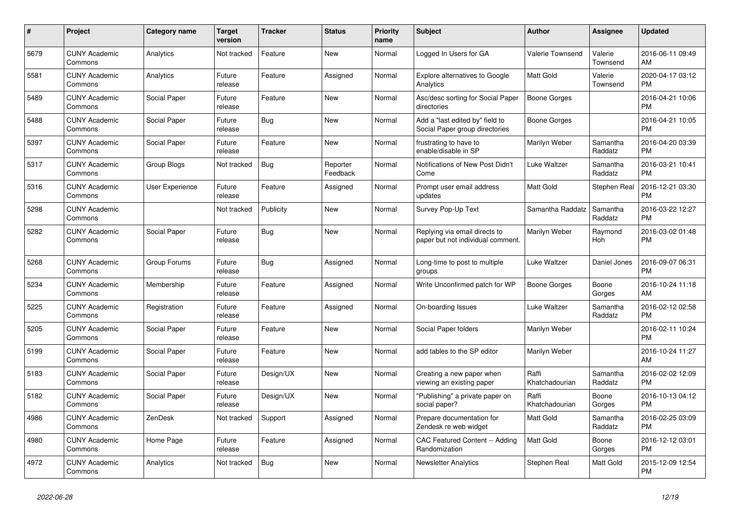| # | Project | Category name | Target version | Tracker | Status | Priority name | Subject | Author | Assignee | Updated |
|---|---|---|---|---|---|---|---|---|---|---|
| 5679 | CUNY Academic Commons | Analytics | Not tracked | Feature | New | Normal | Logged In Users for GA | Valerie Townsend | Valerie Townsend | 2016-06-11 09:49 AM |
| 5581 | CUNY Academic Commons | Analytics | Future release | Feature | Assigned | Normal | Explore alternatives to Google Analytics | Matt Gold | Valerie Townsend | 2020-04-17 03:12 PM |
| 5489 | CUNY Academic Commons | Social Paper | Future release | Feature | New | Normal | Asc/desc sorting for Social Paper directories | Boone Gorges | | 2016-04-21 10:06 PM |
| 5488 | CUNY Academic Commons | Social Paper | Future release | Bug | New | Normal | Add a "last edited by" field to Social Paper group directories | Boone Gorges | | 2016-04-21 10:05 PM |
| 5397 | CUNY Academic Commons | Social Paper | Future release | Feature | New | Normal | frustrating to have to enable/disable in SP | Marilyn Weber | Samantha Raddatz | 2016-04-20 03:39 PM |
| 5317 | CUNY Academic Commons | Group Blogs | Not tracked | Bug | Reporter Feedback | Normal | Notifications of New Post Didn't Come | Luke Waltzer | Samantha Raddatz | 2016-03-21 10:41 PM |
| 5316 | CUNY Academic Commons | User Experience | Future release | Feature | Assigned | Normal | Prompt user email address updates | Matt Gold | Stephen Real | 2016-12-21 03:30 PM |
| 5298 | CUNY Academic Commons | | Not tracked | Publicity | New | Normal | Survey Pop-Up Text | Samantha Raddatz | Samantha Raddatz | 2016-03-22 12:27 PM |
| 5282 | CUNY Academic Commons | Social Paper | Future release | Bug | New | Normal | Replying via email directs to paper but not individual comment. | Marilyn Weber | Raymond Hoh | 2016-03-02 01:48 PM |
| 5268 | CUNY Academic Commons | Group Forums | Future release | Bug | Assigned | Normal | Long-time to post to multiple groups | Luke Waltzer | Daniel Jones | 2016-09-07 06:31 PM |
| 5234 | CUNY Academic Commons | Membership | Future release | Feature | Assigned | Normal | Write Unconfirmed patch for WP | Boone Gorges | Boone Gorges | 2016-10-24 11:18 AM |
| 5225 | CUNY Academic Commons | Registration | Future release | Feature | Assigned | Normal | On-boarding Issues | Luke Waltzer | Samantha Raddatz | 2016-02-12 02:58 PM |
| 5205 | CUNY Academic Commons | Social Paper | Future release | Feature | New | Normal | Social Paper folders | Marilyn Weber | | 2016-02-11 10:24 PM |
| 5199 | CUNY Academic Commons | Social Paper | Future release | Feature | New | Normal | add tables to the SP editor | Marilyn Weber | | 2016-10-24 11:27 AM |
| 5183 | CUNY Academic Commons | Social Paper | Future release | Design/UX | New | Normal | Creating a new paper when viewing an existing paper | Raffi Khatchadourian | Samantha Raddatz | 2016-02-02 12:09 PM |
| 5182 | CUNY Academic Commons | Social Paper | Future release | Design/UX | New | Normal | "Publishing" a private paper on social paper? | Raffi Khatchadourian | Boone Gorges | 2016-10-13 04:12 PM |
| 4986 | CUNY Academic Commons | ZenDesk | Not tracked | Support | Assigned | Normal | Prepare documentation for Zendesk re web widget | Matt Gold | Samantha Raddatz | 2016-02-25 03:09 PM |
| 4980 | CUNY Academic Commons | Home Page | Future release | Feature | Assigned | Normal | CAC Featured Content -- Adding Randomization | Matt Gold | Boone Gorges | 2016-12-12 03:01 PM |
| 4972 | CUNY Academic Commons | Analytics | Not tracked | Bug | New | Normal | Newsletter Analytics | Stephen Real | Matt Gold | 2015-12-09 12:54 PM |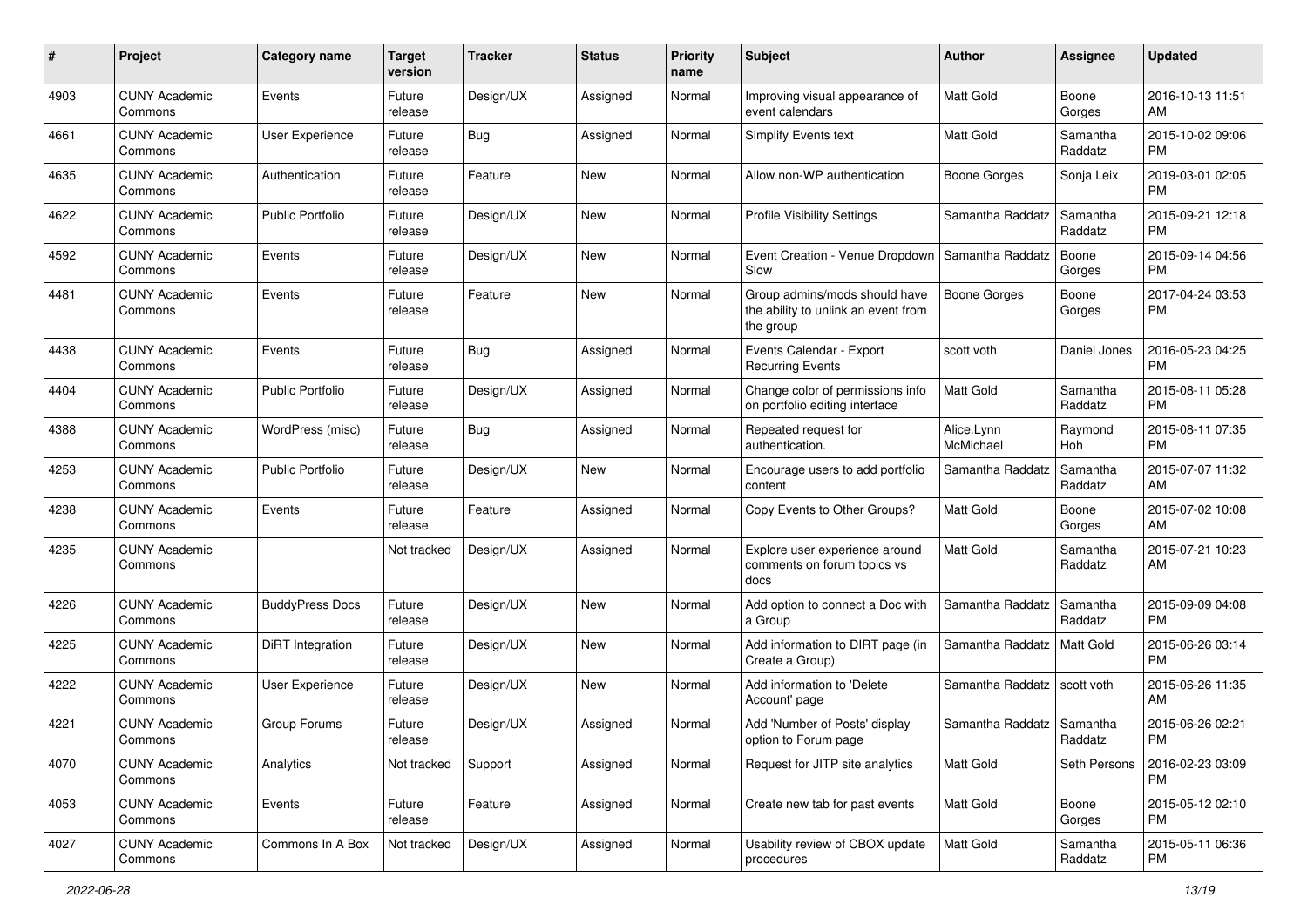| # | Project | Category name | Target version | Tracker | Status | Priority name | Subject | Author | Assignee | Updated |
|---|---|---|---|---|---|---|---|---|---|---|
| 4903 | CUNY Academic Commons | Events | Future release | Design/UX | Assigned | Normal | Improving visual appearance of event calendars | Matt Gold | Boone Gorges | 2016-10-13 11:51 AM |
| 4661 | CUNY Academic Commons | User Experience | Future release | Bug | Assigned | Normal | Simplify Events text | Matt Gold | Samantha Raddatz | 2015-10-02 09:06 PM |
| 4635 | CUNY Academic Commons | Authentication | Future release | Feature | New | Normal | Allow non-WP authentication | Boone Gorges | Sonja Leix | 2019-03-01 02:05 PM |
| 4622 | CUNY Academic Commons | Public Portfolio | Future release | Design/UX | New | Normal | Profile Visibility Settings | Samantha Raddatz | Samantha Raddatz | 2015-09-21 12:18 PM |
| 4592 | CUNY Academic Commons | Events | Future release | Design/UX | New | Normal | Event Creation - Venue Dropdown Slow | Samantha Raddatz | Boone Gorges | 2015-09-14 04:56 PM |
| 4481 | CUNY Academic Commons | Events | Future release | Feature | New | Normal | Group admins/mods should have the ability to unlink an event from the group | Boone Gorges | Boone Gorges | 2017-04-24 03:53 PM |
| 4438 | CUNY Academic Commons | Events | Future release | Bug | Assigned | Normal | Events Calendar - Export Recurring Events | scott voth | Daniel Jones | 2016-05-23 04:25 PM |
| 4404 | CUNY Academic Commons | Public Portfolio | Future release | Design/UX | Assigned | Normal | Change color of permissions info on portfolio editing interface | Matt Gold | Samantha Raddatz | 2015-08-11 05:28 PM |
| 4388 | CUNY Academic Commons | WordPress (misc) | Future release | Bug | Assigned | Normal | Repeated request for authentication. | Alice.Lynn McMichael | Raymond Hoh | 2015-08-11 07:35 PM |
| 4253 | CUNY Academic Commons | Public Portfolio | Future release | Design/UX | New | Normal | Encourage users to add portfolio content | Samantha Raddatz | Samantha Raddatz | 2015-07-07 11:32 AM |
| 4238 | CUNY Academic Commons | Events | Future release | Feature | Assigned | Normal | Copy Events to Other Groups? | Matt Gold | Boone Gorges | 2015-07-02 10:08 AM |
| 4235 | CUNY Academic Commons | | Not tracked | Design/UX | Assigned | Normal | Explore user experience around comments on forum topics vs docs | Matt Gold | Samantha Raddatz | 2015-07-21 10:23 AM |
| 4226 | CUNY Academic Commons | BuddyPress Docs | Future release | Design/UX | New | Normal | Add option to connect a Doc with a Group | Samantha Raddatz | Samantha Raddatz | 2015-09-09 04:08 PM |
| 4225 | CUNY Academic Commons | DiRT Integration | Future release | Design/UX | New | Normal | Add information to DIRT page (in Create a Group) | Samantha Raddatz | Matt Gold | 2015-06-26 03:14 PM |
| 4222 | CUNY Academic Commons | User Experience | Future release | Design/UX | New | Normal | Add information to 'Delete Account' page | Samantha Raddatz | scott voth | 2015-06-26 11:35 AM |
| 4221 | CUNY Academic Commons | Group Forums | Future release | Design/UX | Assigned | Normal | Add 'Number of Posts' display option to Forum page | Samantha Raddatz | Samantha Raddatz | 2015-06-26 02:21 PM |
| 4070 | CUNY Academic Commons | Analytics | Not tracked | Support | Assigned | Normal | Request for JITP site analytics | Matt Gold | Seth Persons | 2016-02-23 03:09 PM |
| 4053 | CUNY Academic Commons | Events | Future release | Feature | Assigned | Normal | Create new tab for past events | Matt Gold | Boone Gorges | 2015-05-12 02:10 PM |
| 4027 | CUNY Academic Commons | Commons In A Box | Not tracked | Design/UX | Assigned | Normal | Usability review of CBOX update procedures | Matt Gold | Samantha Raddatz | 2015-05-11 06:36 PM |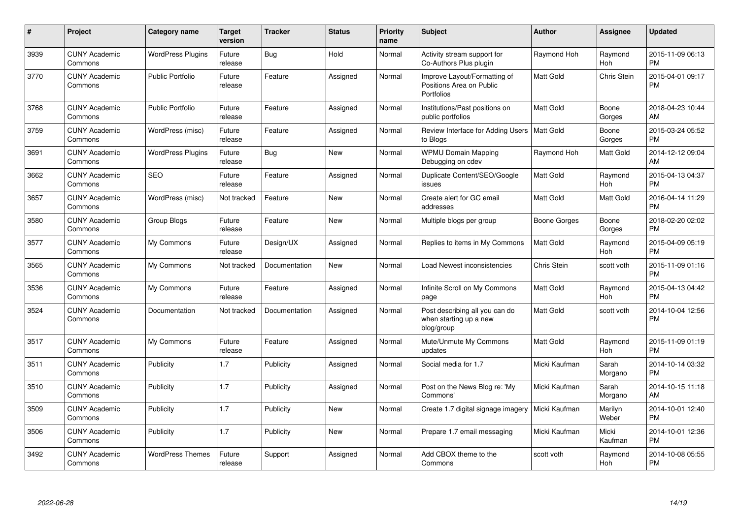| # | Project | Category name | Target version | Tracker | Status | Priority name | Subject | Author | Assignee | Updated |
|---|---|---|---|---|---|---|---|---|---|---|
| 3939 | CUNY Academic Commons | WordPress Plugins | Future release | Bug | Hold | Normal | Activity stream support for Co-Authors Plus plugin | Raymond Hoh | Raymond Hoh | 2015-11-09 06:13 PM |
| 3770 | CUNY Academic Commons | Public Portfolio | Future release | Feature | Assigned | Normal | Improve Layout/Formatting of Positions Area on Public Portfolios | Matt Gold | Chris Stein | 2015-04-01 09:17 PM |
| 3768 | CUNY Academic Commons | Public Portfolio | Future release | Feature | Assigned | Normal | Institutions/Past positions on public portfolios | Matt Gold | Boone Gorges | 2018-04-23 10:44 AM |
| 3759 | CUNY Academic Commons | WordPress (misc) | Future release | Feature | Assigned | Normal | Review Interface for Adding Users to Blogs | Matt Gold | Boone Gorges | 2015-03-24 05:52 PM |
| 3691 | CUNY Academic Commons | WordPress Plugins | Future release | Bug | New | Normal | WPMU Domain Mapping Debugging on cdev | Raymond Hoh | Matt Gold | 2014-12-12 09:04 AM |
| 3662 | CUNY Academic Commons | SEO | Future release | Feature | Assigned | Normal | Duplicate Content/SEO/Google issues | Matt Gold | Raymond Hoh | 2015-04-13 04:37 PM |
| 3657 | CUNY Academic Commons | WordPress (misc) | Not tracked | Feature | New | Normal | Create alert for GC email addresses | Matt Gold | Matt Gold | 2016-04-14 11:29 PM |
| 3580 | CUNY Academic Commons | Group Blogs | Future release | Feature | New | Normal | Multiple blogs per group | Boone Gorges | Boone Gorges | 2018-02-20 02:02 PM |
| 3577 | CUNY Academic Commons | My Commons | Future release | Design/UX | Assigned | Normal | Replies to items in My Commons | Matt Gold | Raymond Hoh | 2015-04-09 05:19 PM |
| 3565 | CUNY Academic Commons | My Commons | Not tracked | Documentation | New | Normal | Load Newest inconsistencies | Chris Stein | scott voth | 2015-11-09 01:16 PM |
| 3536 | CUNY Academic Commons | My Commons | Future release | Feature | Assigned | Normal | Infinite Scroll on My Commons page | Matt Gold | Raymond Hoh | 2015-04-13 04:42 PM |
| 3524 | CUNY Academic Commons | Documentation | Not tracked | Documentation | Assigned | Normal | Post describing all you can do when starting up a new blog/group | Matt Gold | scott voth | 2014-10-04 12:56 PM |
| 3517 | CUNY Academic Commons | My Commons | Future release | Feature | Assigned | Normal | Mute/Unmute My Commons updates | Matt Gold | Raymond Hoh | 2015-11-09 01:19 PM |
| 3511 | CUNY Academic Commons | Publicity | 1.7 | Publicity | Assigned | Normal | Social media for 1.7 | Micki Kaufman | Sarah Morgano | 2014-10-14 03:32 PM |
| 3510 | CUNY Academic Commons | Publicity | 1.7 | Publicity | Assigned | Normal | Post on the News Blog re: 'My Commons' | Micki Kaufman | Sarah Morgano | 2014-10-15 11:18 AM |
| 3509 | CUNY Academic Commons | Publicity | 1.7 | Publicity | New | Normal | Create 1.7 digital signage imagery | Micki Kaufman | Marilyn Weber | 2014-10-01 12:40 PM |
| 3506 | CUNY Academic Commons | Publicity | 1.7 | Publicity | New | Normal | Prepare 1.7 email messaging | Micki Kaufman | Micki Kaufman | 2014-10-01 12:36 PM |
| 3492 | CUNY Academic Commons | WordPress Themes | Future release | Support | Assigned | Normal | Add CBOX theme to the Commons | scott voth | Raymond Hoh | 2014-10-08 05:55 PM |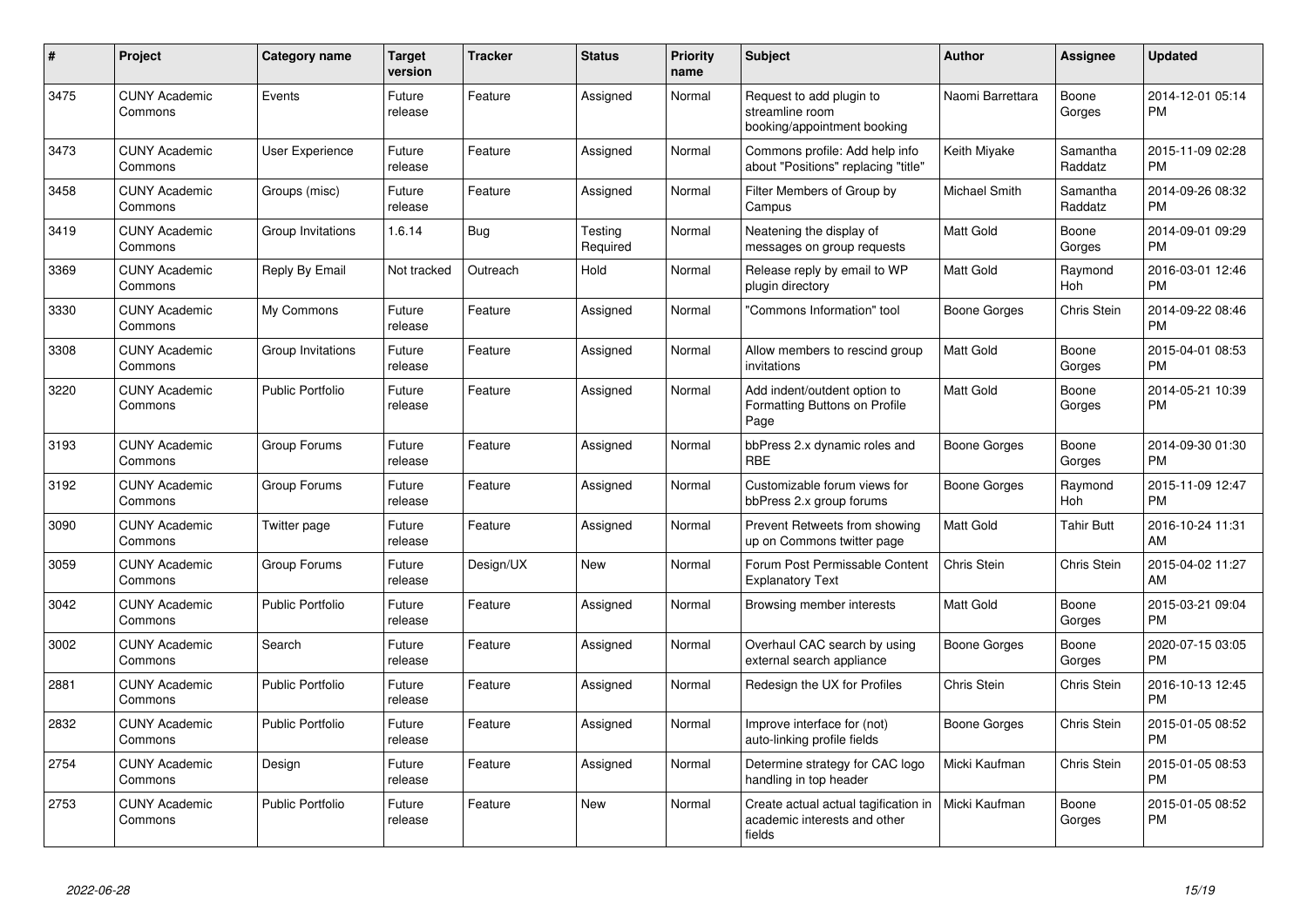| # | Project | Category name | Target version | Tracker | Status | Priority name | Subject | Author | Assignee | Updated |
|---|---|---|---|---|---|---|---|---|---|---|
| 3475 | CUNY Academic Commons | Events | Future release | Feature | Assigned | Normal | Request to add plugin to streamline room booking/appointment booking | Naomi Barrettara | Boone Gorges | 2014-12-01 05:14 PM |
| 3473 | CUNY Academic Commons | User Experience | Future release | Feature | Assigned | Normal | Commons profile: Add help info about "Positions" replacing "title" | Keith Miyake | Samantha Raddatz | 2015-11-09 02:28 PM |
| 3458 | CUNY Academic Commons | Groups (misc) | Future release | Feature | Assigned | Normal | Filter Members of Group by Campus | Michael Smith | Samantha Raddatz | 2014-09-26 08:32 PM |
| 3419 | CUNY Academic Commons | Group Invitations | 1.6.14 | Bug | Testing Required | Normal | Neatening the display of messages on group requests | Matt Gold | Boone Gorges | 2014-09-01 09:29 PM |
| 3369 | CUNY Academic Commons | Reply By Email | Not tracked | Outreach | Hold | Normal | Release reply by email to WP plugin directory | Matt Gold | Raymond Hoh | 2016-03-01 12:46 PM |
| 3330 | CUNY Academic Commons | My Commons | Future release | Feature | Assigned | Normal | "Commons Information" tool | Boone Gorges | Chris Stein | 2014-09-22 08:46 PM |
| 3308 | CUNY Academic Commons | Group Invitations | Future release | Feature | Assigned | Normal | Allow members to rescind group invitations | Matt Gold | Boone Gorges | 2015-04-01 08:53 PM |
| 3220 | CUNY Academic Commons | Public Portfolio | Future release | Feature | Assigned | Normal | Add indent/outdent option to Formatting Buttons on Profile Page | Matt Gold | Boone Gorges | 2014-05-21 10:39 PM |
| 3193 | CUNY Academic Commons | Group Forums | Future release | Feature | Assigned | Normal | bbPress 2.x dynamic roles and RBE | Boone Gorges | Boone Gorges | 2014-09-30 01:30 PM |
| 3192 | CUNY Academic Commons | Group Forums | Future release | Feature | Assigned | Normal | Customizable forum views for bbPress 2.x group forums | Boone Gorges | Raymond Hoh | 2015-11-09 12:47 PM |
| 3090 | CUNY Academic Commons | Twitter page | Future release | Feature | Assigned | Normal | Prevent Retweets from showing up on Commons twitter page | Matt Gold | Tahir Butt | 2016-10-24 11:31 AM |
| 3059 | CUNY Academic Commons | Group Forums | Future release | Design/UX | New | Normal | Forum Post Permissable Content Explanatory Text | Chris Stein | Chris Stein | 2015-04-02 11:27 AM |
| 3042 | CUNY Academic Commons | Public Portfolio | Future release | Feature | Assigned | Normal | Browsing member interests | Matt Gold | Boone Gorges | 2015-03-21 09:04 PM |
| 3002 | CUNY Academic Commons | Search | Future release | Feature | Assigned | Normal | Overhaul CAC search by using external search appliance | Boone Gorges | Boone Gorges | 2020-07-15 03:05 PM |
| 2881 | CUNY Academic Commons | Public Portfolio | Future release | Feature | Assigned | Normal | Redesign the UX for Profiles | Chris Stein | Chris Stein | 2016-10-13 12:45 PM |
| 2832 | CUNY Academic Commons | Public Portfolio | Future release | Feature | Assigned | Normal | Improve interface for (not) auto-linking profile fields | Boone Gorges | Chris Stein | 2015-01-05 08:52 PM |
| 2754 | CUNY Academic Commons | Design | Future release | Feature | Assigned | Normal | Determine strategy for CAC logo handling in top header | Micki Kaufman | Chris Stein | 2015-01-05 08:53 PM |
| 2753 | CUNY Academic Commons | Public Portfolio | Future release | Feature | New | Normal | Create actual actual tagification in academic interests and other fields | Micki Kaufman | Boone Gorges | 2015-01-05 08:52 PM |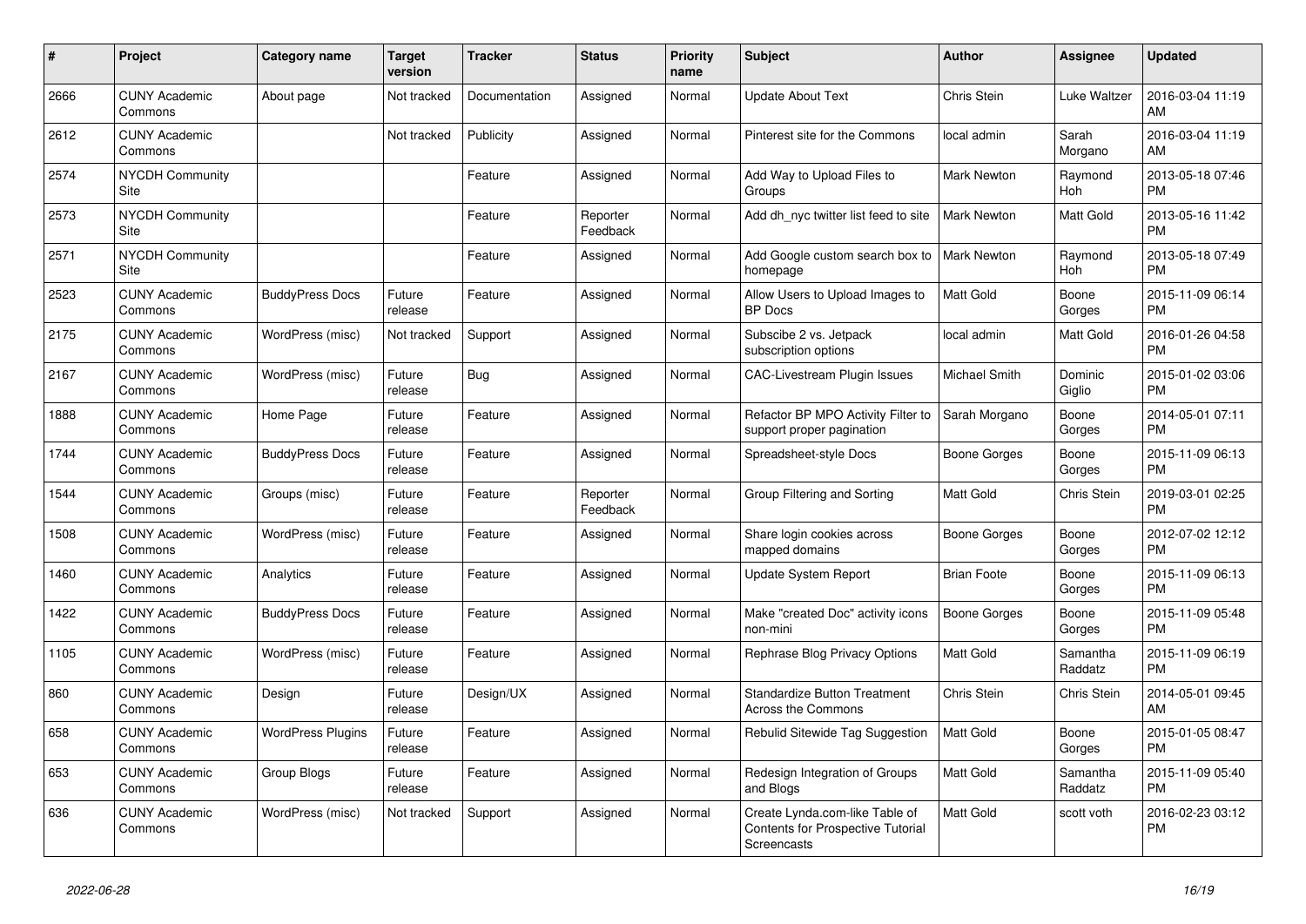| # | Project | Category name | Target version | Tracker | Status | Priority name | Subject | Author | Assignee | Updated |
|---|---|---|---|---|---|---|---|---|---|---|
| 2666 | CUNY Academic Commons | About page | Not tracked | Documentation | Assigned | Normal | Update About Text | Chris Stein | Luke Waltzer | 2016-03-04 11:19 AM |
| 2612 | CUNY Academic Commons | | Not tracked | Publicity | Assigned | Normal | Pinterest site for the Commons | local admin | Sarah Morgano | 2016-03-04 11:19 AM |
| 2574 | NYCDH Community Site | | | Feature | Assigned | Normal | Add Way to Upload Files to Groups | Mark Newton | Raymond Hoh | 2013-05-18 07:46 PM |
| 2573 | NYCDH Community Site | | | Feature | Reporter Feedback | Normal | Add dh_nyc twitter list feed to site | Mark Newton | Matt Gold | 2013-05-16 11:42 PM |
| 2571 | NYCDH Community Site | | | Feature | Assigned | Normal | Add Google custom search box to homepage | Mark Newton | Raymond Hoh | 2013-05-18 07:49 PM |
| 2523 | CUNY Academic Commons | BuddyPress Docs | Future release | Feature | Assigned | Normal | Allow Users to Upload Images to BP Docs | Matt Gold | Boone Gorges | 2015-11-09 06:14 PM |
| 2175 | CUNY Academic Commons | WordPress (misc) | Not tracked | Support | Assigned | Normal | Subscibe 2 vs. Jetpack subscription options | local admin | Matt Gold | 2016-01-26 04:58 PM |
| 2167 | CUNY Academic Commons | WordPress (misc) | Future release | Bug | Assigned | Normal | CAC-Livestream Plugin Issues | Michael Smith | Dominic Giglio | 2015-01-02 03:06 PM |
| 1888 | CUNY Academic Commons | Home Page | Future release | Feature | Assigned | Normal | Refactor BP MPO Activity Filter to support proper pagination | Sarah Morgano | Boone Gorges | 2014-05-01 07:11 PM |
| 1744 | CUNY Academic Commons | BuddyPress Docs | Future release | Feature | Assigned | Normal | Spreadsheet-style Docs | Boone Gorges | Boone Gorges | 2015-11-09 06:13 PM |
| 1544 | CUNY Academic Commons | Groups (misc) | Future release | Feature | Reporter Feedback | Normal | Group Filtering and Sorting | Matt Gold | Chris Stein | 2019-03-01 02:25 PM |
| 1508 | CUNY Academic Commons | WordPress (misc) | Future release | Feature | Assigned | Normal | Share login cookies across mapped domains | Boone Gorges | Boone Gorges | 2012-07-02 12:12 PM |
| 1460 | CUNY Academic Commons | Analytics | Future release | Feature | Assigned | Normal | Update System Report | Brian Foote | Boone Gorges | 2015-11-09 06:13 PM |
| 1422 | CUNY Academic Commons | BuddyPress Docs | Future release | Feature | Assigned | Normal | Make "created Doc" activity icons non-mini | Boone Gorges | Boone Gorges | 2015-11-09 05:48 PM |
| 1105 | CUNY Academic Commons | WordPress (misc) | Future release | Feature | Assigned | Normal | Rephrase Blog Privacy Options | Matt Gold | Samantha Raddatz | 2015-11-09 06:19 PM |
| 860 | CUNY Academic Commons | Design | Future release | Design/UX | Assigned | Normal | Standardize Button Treatment Across the Commons | Chris Stein | Chris Stein | 2014-05-01 09:45 AM |
| 658 | CUNY Academic Commons | WordPress Plugins | Future release | Feature | Assigned | Normal | Rebulid Sitewide Tag Suggestion | Matt Gold | Boone Gorges | 2015-01-05 08:47 PM |
| 653 | CUNY Academic Commons | Group Blogs | Future release | Feature | Assigned | Normal | Redesign Integration of Groups and Blogs | Matt Gold | Samantha Raddatz | 2015-11-09 05:40 PM |
| 636 | CUNY Academic Commons | WordPress (misc) | Not tracked | Support | Assigned | Normal | Create Lynda.com-like Table of Contents for Prospective Tutorial Screencasts | Matt Gold | scott voth | 2016-02-23 03:12 PM |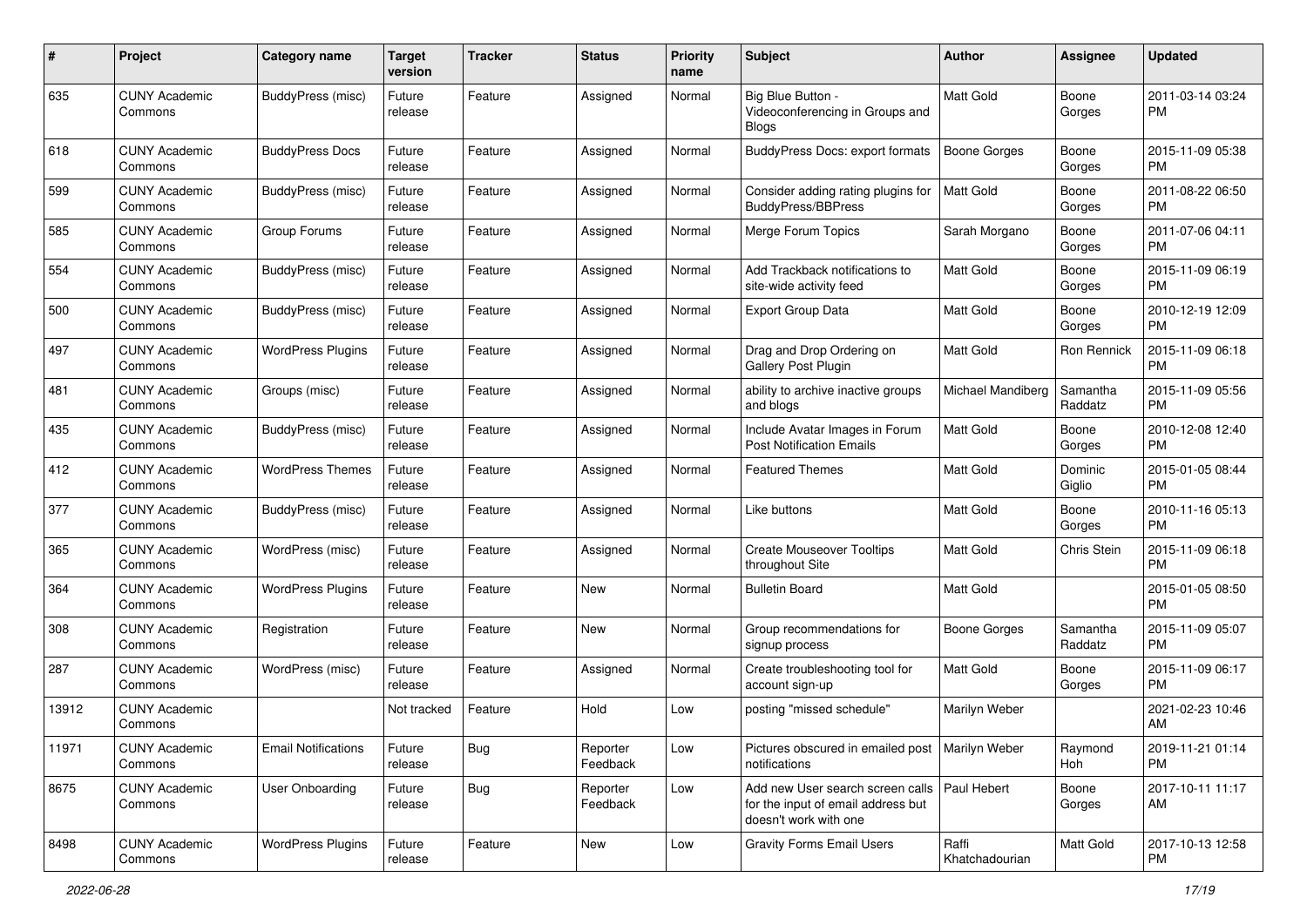| # | Project | Category name | Target version | Tracker | Status | Priority name | Subject | Author | Assignee | Updated |
|---|---|---|---|---|---|---|---|---|---|---|
| 635 | CUNY Academic Commons | BuddyPress (misc) | Future release | Feature | Assigned | Normal | Big Blue Button - Videoconferencing in Groups and Blogs | Matt Gold | Boone Gorges | 2011-03-14 03:24 PM |
| 618 | CUNY Academic Commons | BuddyPress Docs | Future release | Feature | Assigned | Normal | BuddyPress Docs: export formats | Boone Gorges | Boone Gorges | 2015-11-09 05:38 PM |
| 599 | CUNY Academic Commons | BuddyPress (misc) | Future release | Feature | Assigned | Normal | Consider adding rating plugins for BuddyPress/BBPress | Matt Gold | Boone Gorges | 2011-08-22 06:50 PM |
| 585 | CUNY Academic Commons | Group Forums | Future release | Feature | Assigned | Normal | Merge Forum Topics | Sarah Morgano | Boone Gorges | 2011-07-06 04:11 PM |
| 554 | CUNY Academic Commons | BuddyPress (misc) | Future release | Feature | Assigned | Normal | Add Trackback notifications to site-wide activity feed | Matt Gold | Boone Gorges | 2015-11-09 06:19 PM |
| 500 | CUNY Academic Commons | BuddyPress (misc) | Future release | Feature | Assigned | Normal | Export Group Data | Matt Gold | Boone Gorges | 2010-12-19 12:09 PM |
| 497 | CUNY Academic Commons | WordPress Plugins | Future release | Feature | Assigned | Normal | Drag and Drop Ordering on Gallery Post Plugin | Matt Gold | Ron Rennick | 2015-11-09 06:18 PM |
| 481 | CUNY Academic Commons | Groups (misc) | Future release | Feature | Assigned | Normal | ability to archive inactive groups and blogs | Michael Mandiberg | Samantha Raddatz | 2015-11-09 05:56 PM |
| 435 | CUNY Academic Commons | BuddyPress (misc) | Future release | Feature | Assigned | Normal | Include Avatar Images in Forum Post Notification Emails | Matt Gold | Boone Gorges | 2010-12-08 12:40 PM |
| 412 | CUNY Academic Commons | WordPress Themes | Future release | Feature | Assigned | Normal | Featured Themes | Matt Gold | Dominic Giglio | 2015-01-05 08:44 PM |
| 377 | CUNY Academic Commons | BuddyPress (misc) | Future release | Feature | Assigned | Normal | Like buttons | Matt Gold | Boone Gorges | 2010-11-16 05:13 PM |
| 365 | CUNY Academic Commons | WordPress (misc) | Future release | Feature | Assigned | Normal | Create Mouseover Tooltips throughout Site | Matt Gold | Chris Stein | 2015-11-09 06:18 PM |
| 364 | CUNY Academic Commons | WordPress Plugins | Future release | Feature | New | Normal | Bulletin Board | Matt Gold | | 2015-01-05 08:50 PM |
| 308 | CUNY Academic Commons | Registration | Future release | Feature | New | Normal | Group recommendations for signup process | Boone Gorges | Samantha Raddatz | 2015-11-09 05:07 PM |
| 287 | CUNY Academic Commons | WordPress (misc) | Future release | Feature | Assigned | Normal | Create troubleshooting tool for account sign-up | Matt Gold | Boone Gorges | 2015-11-09 06:17 PM |
| 13912 | CUNY Academic Commons | | Not tracked | Feature | Hold | Low | posting "missed schedule" | Marilyn Weber | | 2021-02-23 10:46 AM |
| 11971 | CUNY Academic Commons | Email Notifications | Future release | Bug | Reporter Feedback | Low | Pictures obscured in emailed post notifications | Marilyn Weber | Raymond Hoh | 2019-11-21 01:14 PM |
| 8675 | CUNY Academic Commons | User Onboarding | Future release | Bug | Reporter Feedback | Low | Add new User search screen calls for the input of email address but doesn't work with one | Paul Hebert | Boone Gorges | 2017-10-11 11:17 AM |
| 8498 | CUNY Academic Commons | WordPress Plugins | Future release | Feature | New | Low | Gravity Forms Email Users | Raffi Khatchadourian | Matt Gold | 2017-10-13 12:58 PM |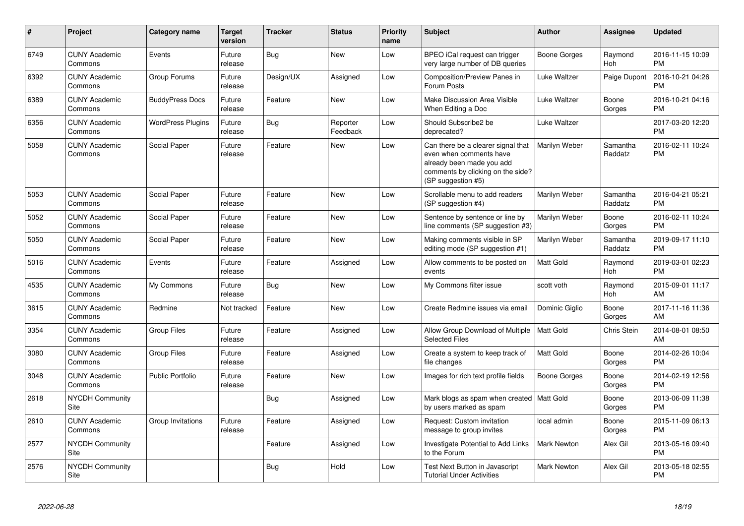| # | Project | Category name | Target version | Tracker | Status | Priority name | Subject | Author | Assignee | Updated |
|---|---|---|---|---|---|---|---|---|---|---|
| 6749 | CUNY Academic Commons | Events | Future release | Bug | New | Low | BPEO iCal request can trigger very large number of DB queries | Boone Gorges | Raymond Hoh | 2016-11-15 10:09 PM |
| 6392 | CUNY Academic Commons | Group Forums | Future release | Design/UX | Assigned | Low | Composition/Preview Panes in Forum Posts | Luke Waltzer | Paige Dupont | 2016-10-21 04:26 PM |
| 6389 | CUNY Academic Commons | BuddyPress Docs | Future release | Feature | New | Low | Make Discussion Area Visible When Editing a Doc | Luke Waltzer | Boone Gorges | 2016-10-21 04:16 PM |
| 6356 | CUNY Academic Commons | WordPress Plugins | Future release | Bug | Reporter Feedback | Low | Should Subscribe2 be deprecated? | Luke Waltzer | | 2017-03-20 12:20 PM |
| 5058 | CUNY Academic Commons | Social Paper | Future release | Feature | New | Low | Can there be a clearer signal that even when comments have already been made you add comments by clicking on the side? (SP suggestion #5) | Marilyn Weber | Samantha Raddatz | 2016-02-11 10:24 PM |
| 5053 | CUNY Academic Commons | Social Paper | Future release | Feature | New | Low | Scrollable menu to add readers (SP suggestion #4) | Marilyn Weber | Samantha Raddatz | 2016-04-21 05:21 PM |
| 5052 | CUNY Academic Commons | Social Paper | Future release | Feature | New | Low | Sentence by sentence or line by line comments (SP suggestion #3) | Marilyn Weber | Boone Gorges | 2016-02-11 10:24 PM |
| 5050 | CUNY Academic Commons | Social Paper | Future release | Feature | New | Low | Making comments visible in SP editing mode (SP suggestion #1) | Marilyn Weber | Samantha Raddatz | 2019-09-17 11:10 PM |
| 5016 | CUNY Academic Commons | Events | Future release | Feature | Assigned | Low | Allow comments to be posted on events | Matt Gold | Raymond Hoh | 2019-03-01 02:23 PM |
| 4535 | CUNY Academic Commons | My Commons | Future release | Bug | New | Low | My Commons filter issue | scott voth | Raymond Hoh | 2015-09-01 11:17 AM |
| 3615 | CUNY Academic Commons | Redmine | Not tracked | Feature | New | Low | Create Redmine issues via email | Dominic Giglio | Boone Gorges | 2017-11-16 11:36 AM |
| 3354 | CUNY Academic Commons | Group Files | Future release | Feature | Assigned | Low | Allow Group Download of Multiple Selected Files | Matt Gold | Chris Stein | 2014-08-01 08:50 AM |
| 3080 | CUNY Academic Commons | Group Files | Future release | Feature | Assigned | Low | Create a system to keep track of file changes | Matt Gold | Boone Gorges | 2014-02-26 10:04 PM |
| 3048 | CUNY Academic Commons | Public Portfolio | Future release | Feature | New | Low | Images for rich text profile fields | Boone Gorges | Boone Gorges | 2014-02-19 12:56 PM |
| 2618 | NYCDH Community Site | | | Bug | Assigned | Low | Mark blogs as spam when created by users marked as spam | Matt Gold | Boone Gorges | 2013-06-09 11:38 PM |
| 2610 | CUNY Academic Commons | Group Invitations | Future release | Feature | Assigned | Low | Request: Custom invitation message to group invites | local admin | Boone Gorges | 2015-11-09 06:13 PM |
| 2577 | NYCDH Community Site | | | Feature | Assigned | Low | Investigate Potential to Add Links to the Forum | Mark Newton | Alex Gil | 2013-05-16 09:40 PM |
| 2576 | NYCDH Community Site | | | Bug | Hold | Low | Test Next Button in Javascript Tutorial Under Activities | Mark Newton | Alex Gil | 2013-05-18 02:55 PM |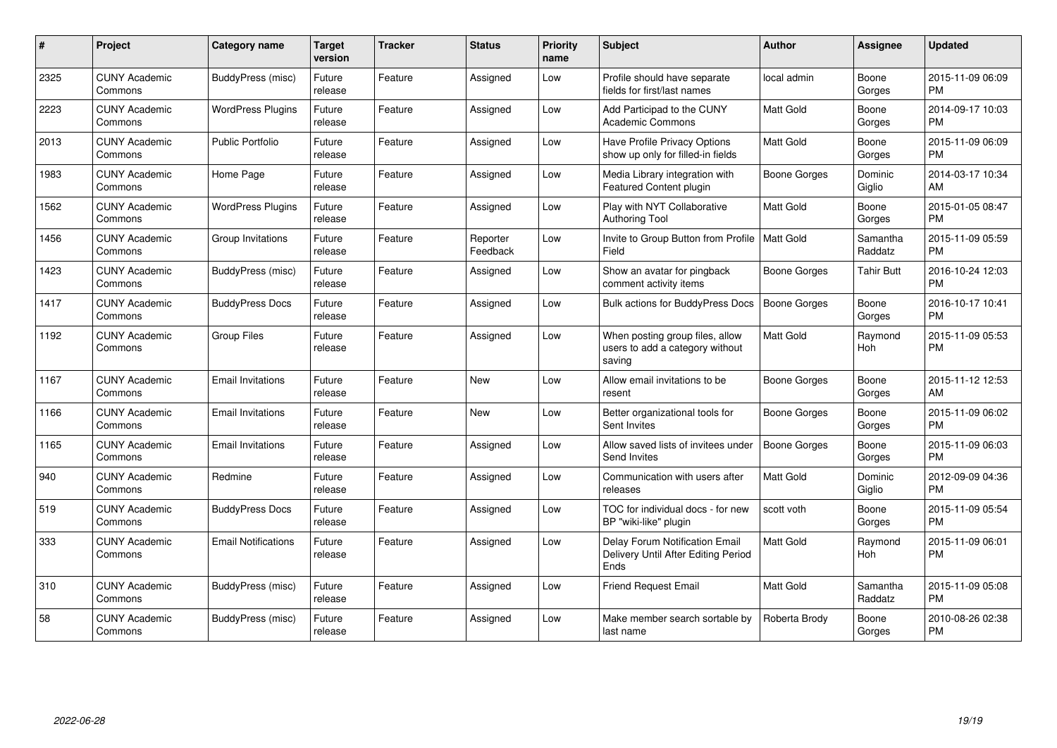| # | Project | Category name | Target version | Tracker | Status | Priority name | Subject | Author | Assignee | Updated |
|---|---|---|---|---|---|---|---|---|---|---|
| 2325 | CUNY Academic Commons | BuddyPress (misc) | Future release | Feature | Assigned | Low | Profile should have separate fields for first/last names | local admin | Boone Gorges | 2015-11-09 06:09 PM |
| 2223 | CUNY Academic Commons | WordPress Plugins | Future release | Feature | Assigned | Low | Add Participad to the CUNY Academic Commons | Matt Gold | Boone Gorges | 2014-09-17 10:03 PM |
| 2013 | CUNY Academic Commons | Public Portfolio | Future release | Feature | Assigned | Low | Have Profile Privacy Options show up only for filled-in fields | Matt Gold | Boone Gorges | 2015-11-09 06:09 PM |
| 1983 | CUNY Academic Commons | Home Page | Future release | Feature | Assigned | Low | Media Library integration with Featured Content plugin | Boone Gorges | Dominic Giglio | 2014-03-17 10:34 AM |
| 1562 | CUNY Academic Commons | WordPress Plugins | Future release | Feature | Assigned | Low | Play with NYT Collaborative Authoring Tool | Matt Gold | Boone Gorges | 2015-01-05 08:47 PM |
| 1456 | CUNY Academic Commons | Group Invitations | Future release | Feature | Reporter Feedback | Low | Invite to Group Button from Profile Field | Matt Gold | Samantha Raddatz | 2015-11-09 05:59 PM |
| 1423 | CUNY Academic Commons | BuddyPress (misc) | Future release | Feature | Assigned | Low | Show an avatar for pingback comment activity items | Boone Gorges | Tahir Butt | 2016-10-24 12:03 PM |
| 1417 | CUNY Academic Commons | BuddyPress Docs | Future release | Feature | Assigned | Low | Bulk actions for BuddyPress Docs | Boone Gorges | Boone Gorges | 2016-10-17 10:41 PM |
| 1192 | CUNY Academic Commons | Group Files | Future release | Feature | Assigned | Low | When posting group files, allow users to add a category without saving | Matt Gold | Raymond Hoh | 2015-11-09 05:53 PM |
| 1167 | CUNY Academic Commons | Email Invitations | Future release | Feature | New | Low | Allow email invitations to be resent | Boone Gorges | Boone Gorges | 2015-11-12 12:53 AM |
| 1166 | CUNY Academic Commons | Email Invitations | Future release | Feature | New | Low | Better organizational tools for Sent Invites | Boone Gorges | Boone Gorges | 2015-11-09 06:02 PM |
| 1165 | CUNY Academic Commons | Email Invitations | Future release | Feature | Assigned | Low | Allow saved lists of invitees under Send Invites | Boone Gorges | Boone Gorges | 2015-11-09 06:03 PM |
| 940 | CUNY Academic Commons | Redmine | Future release | Feature | Assigned | Low | Communication with users after releases | Matt Gold | Dominic Giglio | 2012-09-09 04:36 PM |
| 519 | CUNY Academic Commons | BuddyPress Docs | Future release | Feature | Assigned | Low | TOC for individual docs - for new BP "wiki-like" plugin | scott voth | Boone Gorges | 2015-11-09 05:54 PM |
| 333 | CUNY Academic Commons | Email Notifications | Future release | Feature | Assigned | Low | Delay Forum Notification Email Delivery Until After Editing Period Ends | Matt Gold | Raymond Hoh | 2015-11-09 06:01 PM |
| 310 | CUNY Academic Commons | BuddyPress (misc) | Future release | Feature | Assigned | Low | Friend Request Email | Matt Gold | Samantha Raddatz | 2015-11-09 05:08 PM |
| 58 | CUNY Academic Commons | BuddyPress (misc) | Future release | Feature | Assigned | Low | Make member search sortable by last name | Roberta Brody | Boone Gorges | 2010-08-26 02:38 PM |